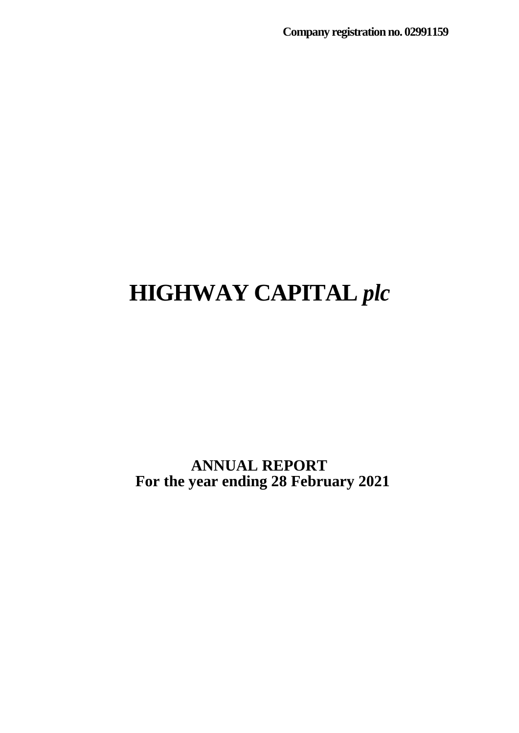**Company registration no. 02991159**

# HIGHWAY CAPITAL *plc*

**ANNUAL REPORT**
**For the year ending 28 February 2021**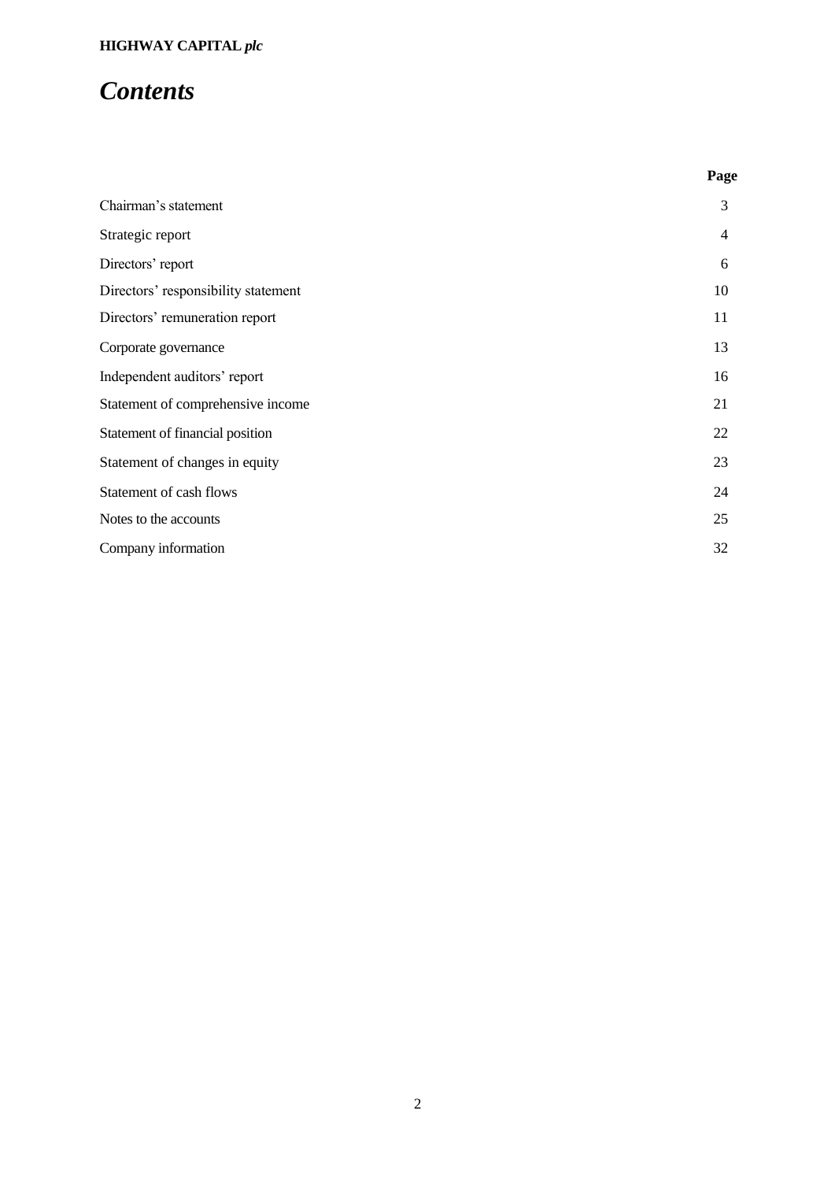**HIGHWAY CAPITAL** ***plc***

# *Contents*

| | **Page** |
|---|---|
| Chairman's statement | 3 |
| Strategic report | 4 |
| Directors' report | 6 |
| Directors' responsibility statement | 10 |
| Directors' remuneration report | 11 |
| Corporate governance | 13 |
| Independent auditors' report | 16 |
| Statement of comprehensive income | 21 |
| Statement of financial position | 22 |
| Statement of changes in equity | 23 |
| Statement of cash flows | 24 |
| Notes to the accounts | 25 |
| Company information | 32 |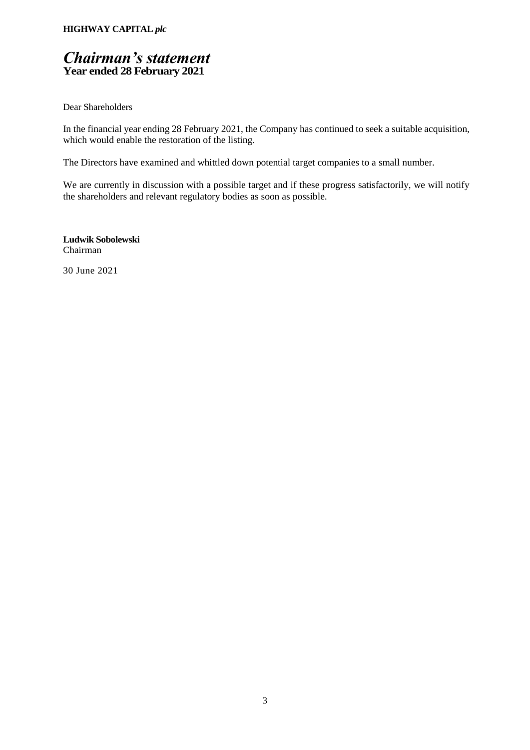# *Chairman's statement*
## Year ended 28 February 2021

Dear Shareholders

In the financial year ending 28 February 2021, the Company has continued to seek a suitable acquisition, which would enable the restoration of the listing.

The Directors have examined and whittled down potential target companies to a small number.

We are currently in discussion with a possible target and if these progress satisfactorily, we will notify the shareholders and relevant regulatory bodies as soon as possible.

**Ludwik Sobolewski**
Chairman

30 June 2021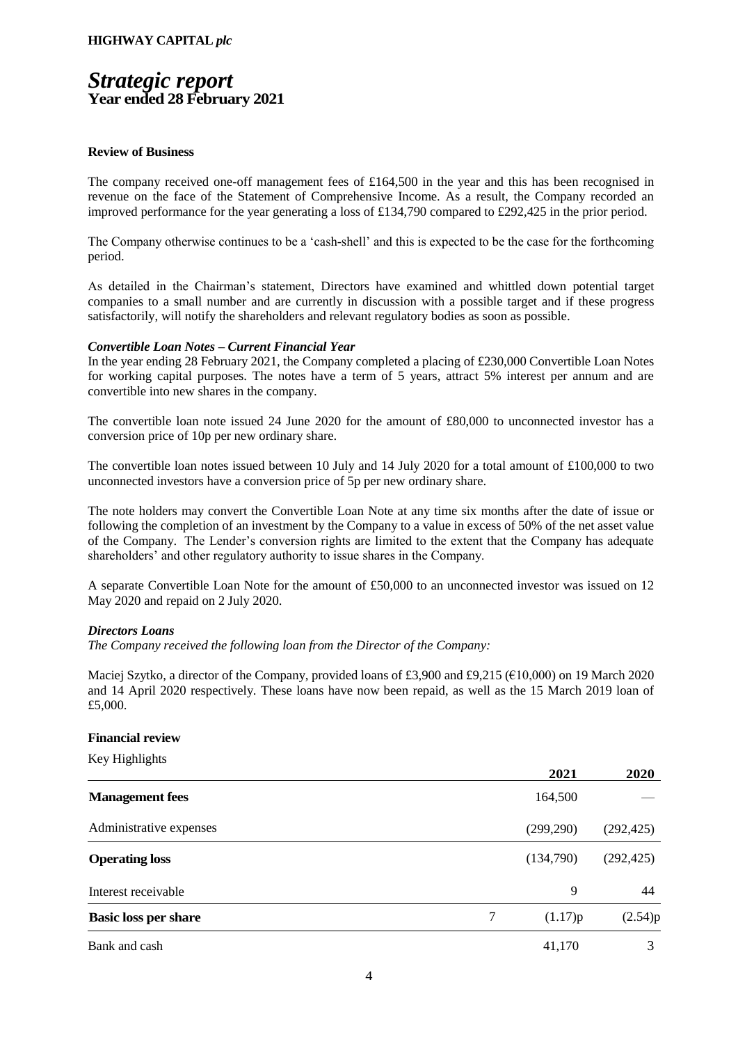# *Strategic report*

## Year ended 28 February 2021

### Review of Business

The company received one-off management fees of £164,500 in the year and this has been recognised in revenue on the face of the Statement of Comprehensive Income. As a result, the Company recorded an improved performance for the year generating a loss of £134,790 compared to £292,425 in the prior period.

The Company otherwise continues to be a 'cash-shell' and this is expected to be the case for the forthcoming period.

As detailed in the Chairman's statement, Directors have examined and whittled down potential target companies to a small number and are currently in discussion with a possible target and if these progress satisfactorily, will notify the shareholders and relevant regulatory bodies as soon as possible.

#### *Convertible Loan Notes – Current Financial Year*

In the year ending 28 February 2021, the Company completed a placing of £230,000 Convertible Loan Notes for working capital purposes. The notes have a term of 5 years, attract 5% interest per annum and are convertible into new shares in the company.

The convertible loan note issued 24 June 2020 for the amount of £80,000 to unconnected investor has a conversion price of 10p per new ordinary share.

The convertible loan notes issued between 10 July and 14 July 2020 for a total amount of £100,000 to two unconnected investors have a conversion price of 5p per new ordinary share.

The note holders may convert the Convertible Loan Note at any time six months after the date of issue or following the completion of an investment by the Company to a value in excess of 50% of the net asset value of the Company. The Lender's conversion rights are limited to the extent that the Company has adequate shareholders' and other regulatory authority to issue shares in the Company.

A separate Convertible Loan Note for the amount of £50,000 to an unconnected investor was issued on 12 May 2020 and repaid on 2 July 2020.

#### *Directors Loans*

*The Company received the following loan from the Director of the Company:*

Maciej Szytko, a director of the Company, provided loans of £3,900 and £9,215 (€10,000) on 19 March 2020 and 14 April 2020 respectively. These loans have now been repaid, as well as the 15 March 2019 loan of £5,000.

### Financial review

Key Highlights

| | | 2021 | 2020 |
|---|---|---|---|
| **Management fees** | | 164,500 | — |
| Administrative expenses | | (299,290) | (292,425) |
| **Operating loss** | | (134,790) | (292,425) |
| Interest receivable | | 9 | 44 |
| **Basic loss per share** | 7 | (1.17)p | (2.54)p |
| Bank and cash | | 41,170 | 3 |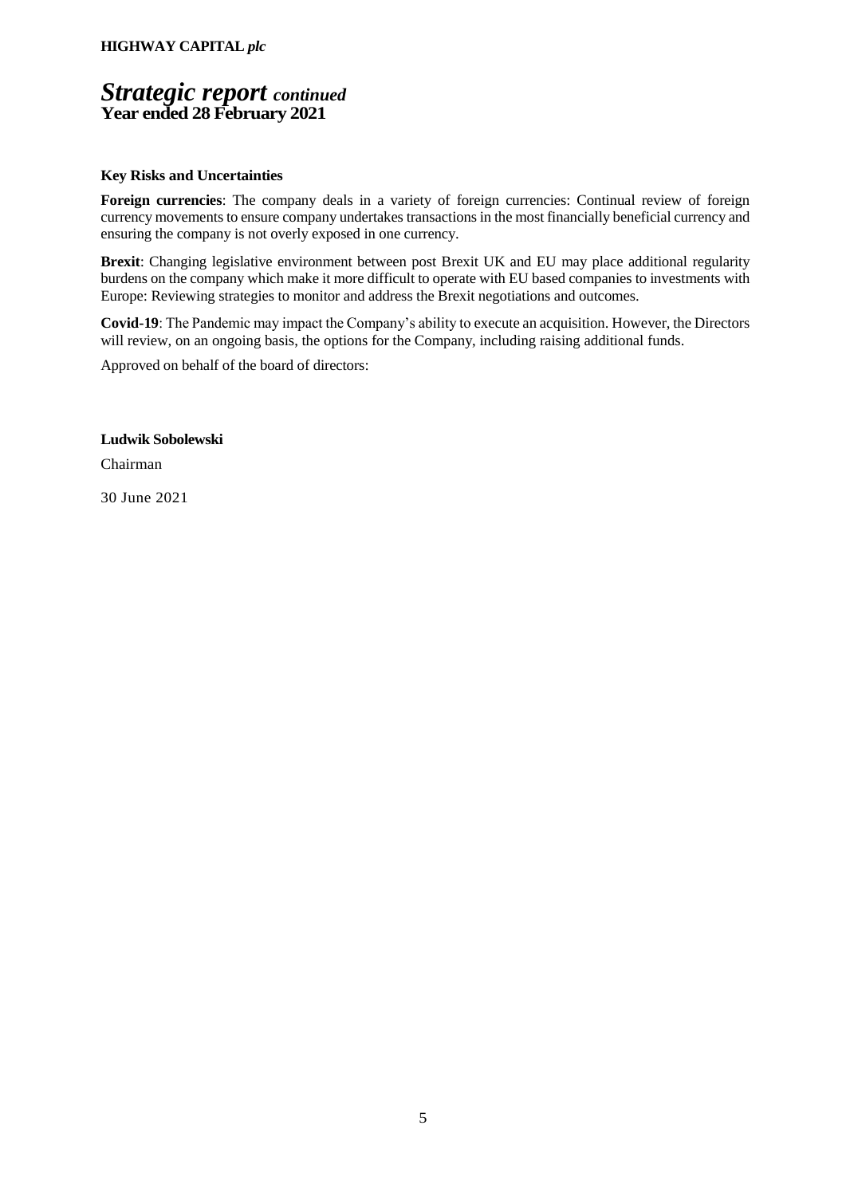# *Strategic report continued*
**Year ended 28 February 2021**

**Key Risks and Uncertainties**

**Foreign currencies**: The company deals in a variety of foreign currencies: Continual review of foreign currency movements to ensure company undertakes transactions in the most financially beneficial currency and ensuring the company is not overly exposed in one currency.

**Brexit**: Changing legislative environment between post Brexit UK and EU may place additional regularity burdens on the company which make it more difficult to operate with EU based companies to investments with Europe: Reviewing strategies to monitor and address the Brexit negotiations and outcomes.

**Covid-19**: The Pandemic may impact the Company's ability to execute an acquisition. However, the Directors will review, on an ongoing basis, the options for the Company, including raising additional funds.

Approved on behalf of the board of directors:

**Ludwik Sobolewski**

Chairman

30 June 2021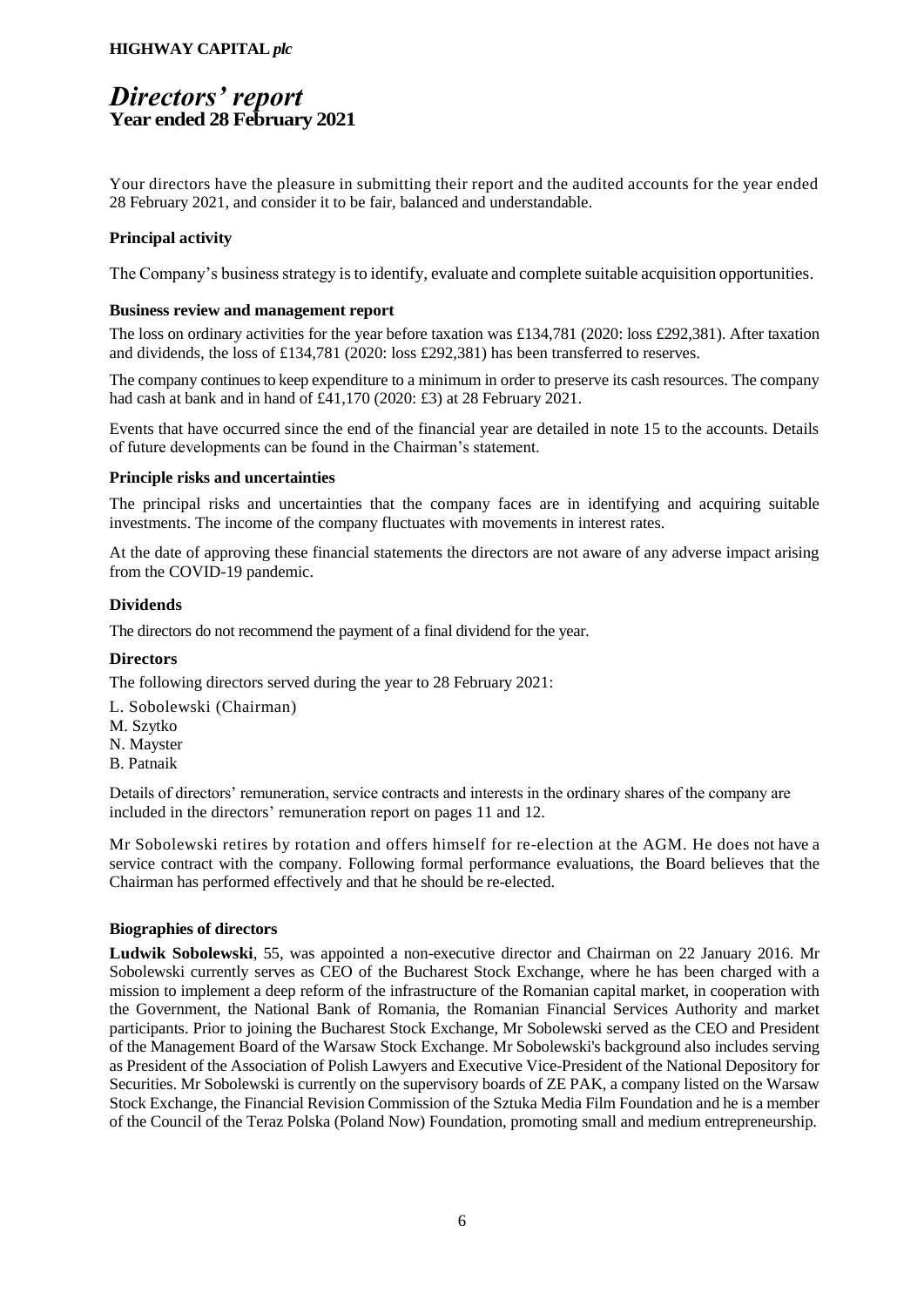# *Directors' report*

## Year ended 28 February 2021

Your directors have the pleasure in submitting their report and the audited accounts for the year ended 28 February 2021, and consider it to be fair, balanced and understandable.

### Principal activity

The Company's business strategy is to identify, evaluate and complete suitable acquisition opportunities.

### Business review and management report

The loss on ordinary activities for the year before taxation was £134,781 (2020: loss £292,381). After taxation and dividends, the loss of £134,781 (2020: loss £292,381) has been transferred to reserves.

The company continues to keep expenditure to a minimum in order to preserve its cash resources. The company had cash at bank and in hand of £41,170 (2020: £3) at 28 February 2021.

Events that have occurred since the end of the financial year are detailed in note 15 to the accounts. Details of future developments can be found in the Chairman's statement.

### Principle risks and uncertainties

The principal risks and uncertainties that the company faces are in identifying and acquiring suitable investments. The income of the company fluctuates with movements in interest rates.

At the date of approving these financial statements the directors are not aware of any adverse impact arising from the COVID-19 pandemic.

### Dividends

The directors do not recommend the payment of a final dividend for the year.

### Directors

The following directors served during the year to 28 February 2021:

L. Sobolewski (Chairman)
M. Szytko
N. Mayster
B. Patnaik

Details of directors' remuneration, service contracts and interests in the ordinary shares of the company are included in the directors' remuneration report on pages 11 and 12.

Mr Sobolewski retires by rotation and offers himself for re-election at the AGM. He does not have a service contract with the company. Following formal performance evaluations, the Board believes that the Chairman has performed effectively and that he should be re-elected.

### Biographies of directors

**Ludwik Sobolewski**, 55, was appointed a non-executive director and Chairman on 22 January 2016. Mr Sobolewski currently serves as CEO of the Bucharest Stock Exchange, where he has been charged with a mission to implement a deep reform of the infrastructure of the Romanian capital market, in cooperation with the Government, the National Bank of Romania, the Romanian Financial Services Authority and market participants. Prior to joining the Bucharest Stock Exchange, Mr Sobolewski served as the CEO and President of the Management Board of the Warsaw Stock Exchange. Mr Sobolewski's background also includes serving as President of the Association of Polish Lawyers and Executive Vice-President of the National Depository for Securities. Mr Sobolewski is currently on the supervisory boards of ZE PAK, a company listed on the Warsaw Stock Exchange, the Financial Revision Commission of the Sztuka Media Film Foundation and he is a member of the Council of the Teraz Polska (Poland Now) Foundation, promoting small and medium entrepreneurship.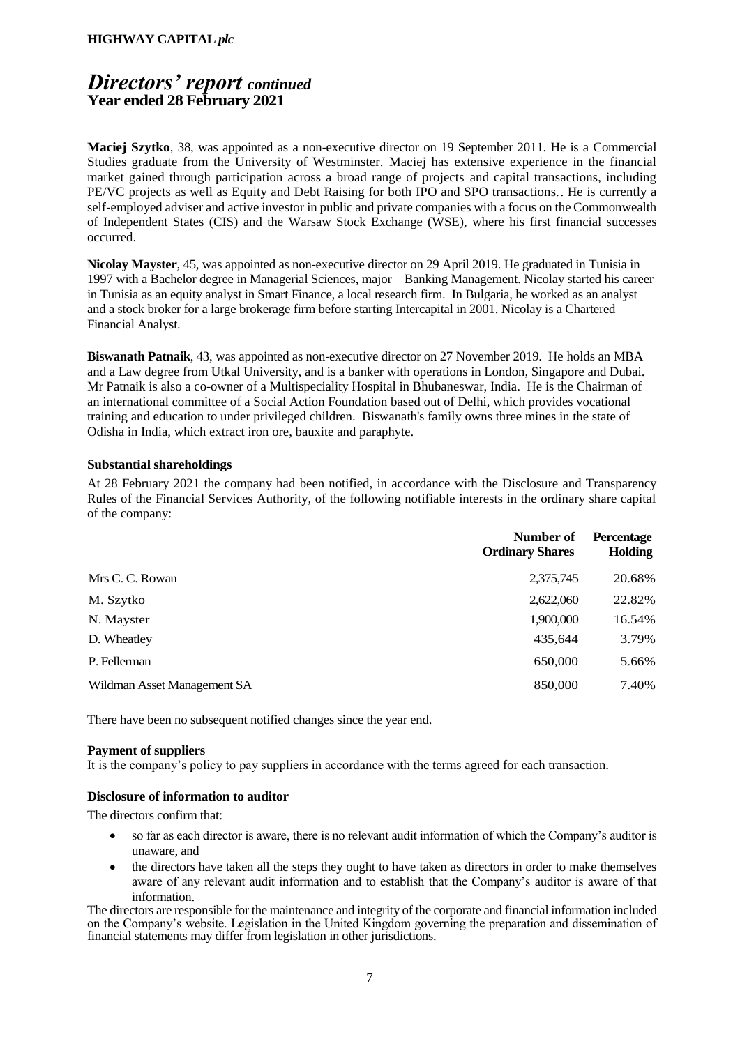## *Directors' report continued*
**Year ended 28 February 2021**

**Maciej Szytko**, 38, was appointed as a non-executive director on 19 September 2011. He is a Commercial Studies graduate from the University of Westminster. Maciej has extensive experience in the financial market gained through participation across a broad range of projects and capital transactions, including PE/VC projects as well as Equity and Debt Raising for both IPO and SPO transactions.. He is currently a self-employed adviser and active investor in public and private companies with a focus on the Commonwealth of Independent States (CIS) and the Warsaw Stock Exchange (WSE), where his first financial successes occurred.

**Nicolay Mayster**, 45, was appointed as non-executive director on 29 April 2019. He graduated in Tunisia in 1997 with a Bachelor degree in Managerial Sciences, major – Banking Management. Nicolay started his career in Tunisia as an equity analyst in Smart Finance, a local research firm. In Bulgaria, he worked as an analyst and a stock broker for a large brokerage firm before starting Intercapital in 2001. Nicolay is a Chartered Financial Analyst.

**Biswanath Patnaik**, 43, was appointed as non-executive director on 27 November 2019. He holds an MBA and a Law degree from Utkal University, and is a banker with operations in London, Singapore and Dubai. Mr Patnaik is also a co-owner of a Multispeciality Hospital in Bhubaneswar, India. He is the Chairman of an international committee of a Social Action Foundation based out of Delhi, which provides vocational training and education to under privileged children. Biswanath's family owns three mines in the state of Odisha in India, which extract iron ore, bauxite and paraphyte.

### Substantial shareholdings

At 28 February 2021 the company had been notified, in accordance with the Disclosure and Transparency Rules of the Financial Services Authority, of the following notifiable interests in the ordinary share capital of the company:

| | Number of Ordinary Shares | Percentage Holding |
|---|---|---|
| Mrs C. C. Rowan | 2,375,745 | 20.68% |
| M. Szytko | 2,622,060 | 22.82% |
| N. Mayster | 1,900,000 | 16.54% |
| D. Wheatley | 435,644 | 3.79% |
| P. Fellerman | 650,000 | 5.66% |
| Wildman Asset Management SA | 850,000 | 7.40% |

There have been no subsequent notified changes since the year end.

### Payment of suppliers

It is the company's policy to pay suppliers in accordance with the terms agreed for each transaction.

### Disclosure of information to auditor

The directors confirm that:

- so far as each director is aware, there is no relevant audit information of which the Company's auditor is unaware, and
- the directors have taken all the steps they ought to have taken as directors in order to make themselves aware of any relevant audit information and to establish that the Company's auditor is aware of that information.

The directors are responsible for the maintenance and integrity of the corporate and financial information included on the Company's website. Legislation in the United Kingdom governing the preparation and dissemination of financial statements may differ from legislation in other jurisdictions.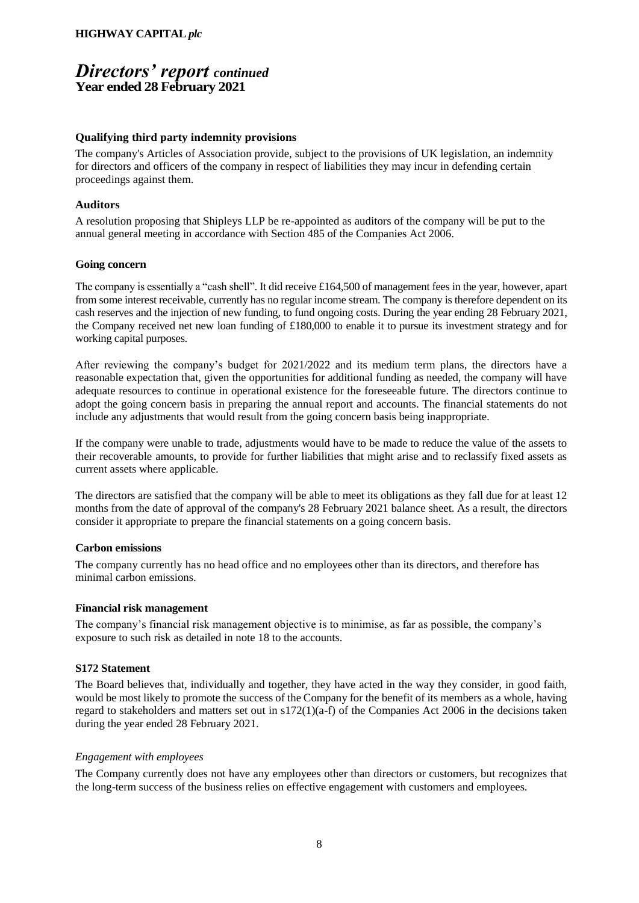# *Directors' report continued*

**Year ended 28 February 2021**

### Qualifying third party indemnity provisions

The company's Articles of Association provide, subject to the provisions of UK legislation, an indemnity for directors and officers of the company in respect of liabilities they may incur in defending certain proceedings against them.

### Auditors

A resolution proposing that Shipleys LLP be re-appointed as auditors of the company will be put to the annual general meeting in accordance with Section 485 of the Companies Act 2006.

### Going concern

The company is essentially a "cash shell". It did receive £164,500 of management fees in the year, however, apart from some interest receivable, currently has no regular income stream. The company is therefore dependent on its cash reserves and the injection of new funding, to fund ongoing costs. During the year ending 28 February 2021, the Company received net new loan funding of £180,000 to enable it to pursue its investment strategy and for working capital purposes.

After reviewing the company's budget for 2021/2022 and its medium term plans, the directors have a reasonable expectation that, given the opportunities for additional funding as needed, the company will have adequate resources to continue in operational existence for the foreseeable future. The directors continue to adopt the going concern basis in preparing the annual report and accounts. The financial statements do not include any adjustments that would result from the going concern basis being inappropriate.

If the company were unable to trade, adjustments would have to be made to reduce the value of the assets to their recoverable amounts, to provide for further liabilities that might arise and to reclassify fixed assets as current assets where applicable.

The directors are satisfied that the company will be able to meet its obligations as they fall due for at least 12 months from the date of approval of the company's 28 February 2021 balance sheet. As a result, the directors consider it appropriate to prepare the financial statements on a going concern basis.

### Carbon emissions

The company currently has no head office and no employees other than its directors, and therefore has minimal carbon emissions.

### Financial risk management

The company's financial risk management objective is to minimise, as far as possible, the company's exposure to such risk as detailed in note 18 to the accounts.

### S172 Statement

The Board believes that, individually and together, they have acted in the way they consider, in good faith, would be most likely to promote the success of the Company for the benefit of its members as a whole, having regard to stakeholders and matters set out in s172(1)(a-f) of the Companies Act 2006 in the decisions taken during the year ended 28 February 2021.

*Engagement with employees*

The Company currently does not have any employees other than directors or customers, but recognizes that the long-term success of the business relies on effective engagement with customers and employees.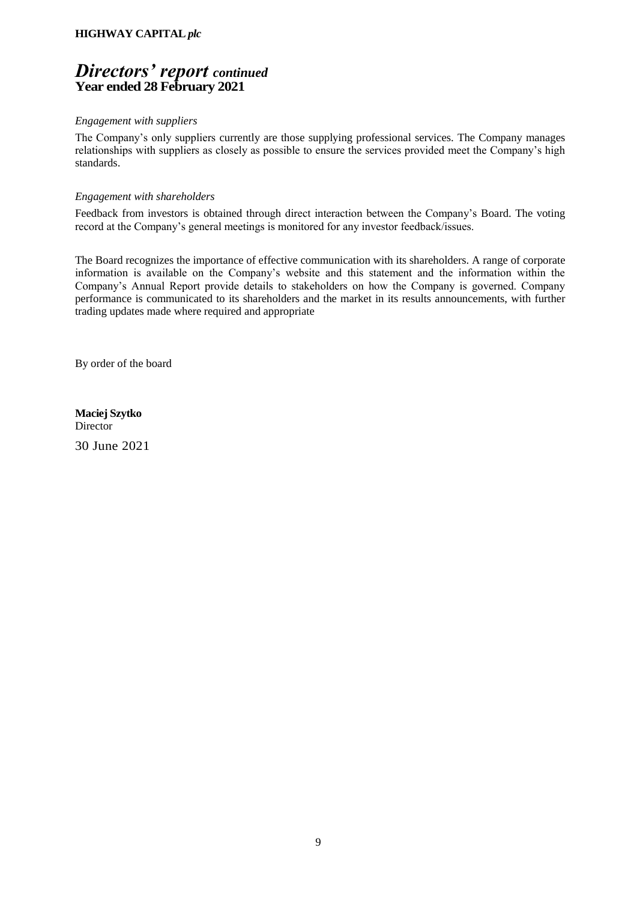# *Directors' report continued*
**Year ended 28 February 2021**

*Engagement with suppliers*

The Company's only suppliers currently are those supplying professional services. The Company manages relationships with suppliers as closely as possible to ensure the services provided meet the Company's high standards.

*Engagement with shareholders*

Feedback from investors is obtained through direct interaction between the Company's Board. The voting record at the Company's general meetings is monitored for any investor feedback/issues.

The Board recognizes the importance of effective communication with its shareholders. A range of corporate information is available on the Company's website and this statement and the information within the Company's Annual Report provide details to stakeholders on how the Company is governed. Company performance is communicated to its shareholders and the market in its results announcements, with further trading updates made where required and appropriate

By order of the board

**Maciej Szytko**
Director

30 June 2021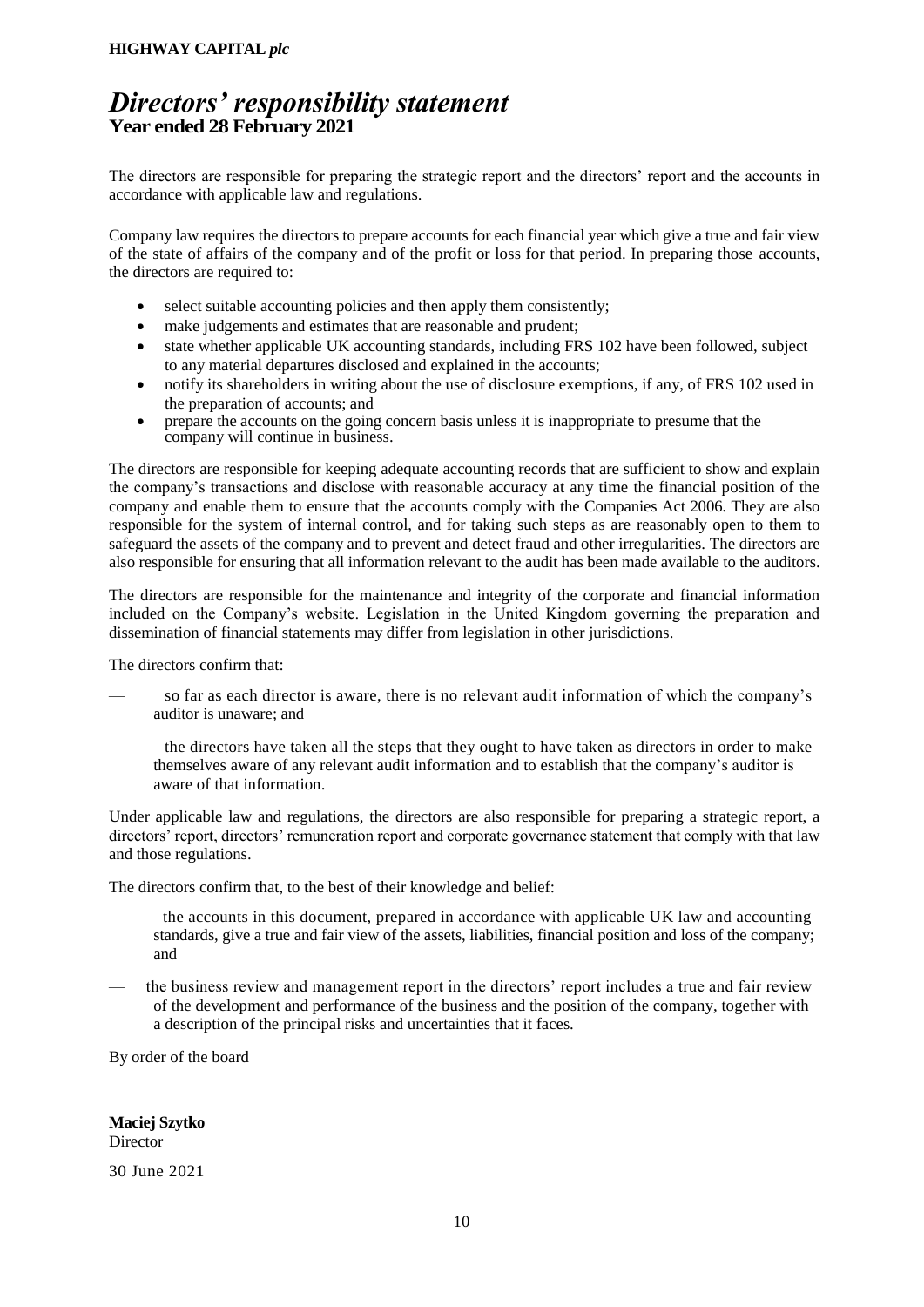# *Directors' responsibility statement*

**Year ended 28 February 2021**

The directors are responsible for preparing the strategic report and the directors' report and the accounts in accordance with applicable law and regulations.

Company law requires the directors to prepare accounts for each financial year which give a true and fair view of the state of affairs of the company and of the profit or loss for that period. In preparing those accounts, the directors are required to:

- select suitable accounting policies and then apply them consistently;
- make judgements and estimates that are reasonable and prudent;
- state whether applicable UK accounting standards, including FRS 102 have been followed, subject to any material departures disclosed and explained in the accounts;
- notify its shareholders in writing about the use of disclosure exemptions, if any, of FRS 102 used in the preparation of accounts; and
- prepare the accounts on the going concern basis unless it is inappropriate to presume that the company will continue in business.

The directors are responsible for keeping adequate accounting records that are sufficient to show and explain the company's transactions and disclose with reasonable accuracy at any time the financial position of the company and enable them to ensure that the accounts comply with the Companies Act 2006. They are also responsible for the system of internal control, and for taking such steps as are reasonably open to them to safeguard the assets of the company and to prevent and detect fraud and other irregularities. The directors are also responsible for ensuring that all information relevant to the audit has been made available to the auditors.

The directors are responsible for the maintenance and integrity of the corporate and financial information included on the Company's website. Legislation in the United Kingdom governing the preparation and dissemination of financial statements may differ from legislation in other jurisdictions.

The directors confirm that:

- so far as each director is aware, there is no relevant audit information of which the company's auditor is unaware; and
- the directors have taken all the steps that they ought to have taken as directors in order to make themselves aware of any relevant audit information and to establish that the company's auditor is aware of that information.

Under applicable law and regulations, the directors are also responsible for preparing a strategic report, a directors' report, directors' remuneration report and corporate governance statement that comply with that law and those regulations.

The directors confirm that, to the best of their knowledge and belief:

- the accounts in this document, prepared in accordance with applicable UK law and accounting standards, give a true and fair view of the assets, liabilities, financial position and loss of the company; and
- the business review and management report in the directors' report includes a true and fair review of the development and performance of the business and the position of the company, together with a description of the principal risks and uncertainties that it faces.

By order of the board

**Maciej Szytko**
Director

30 June 2021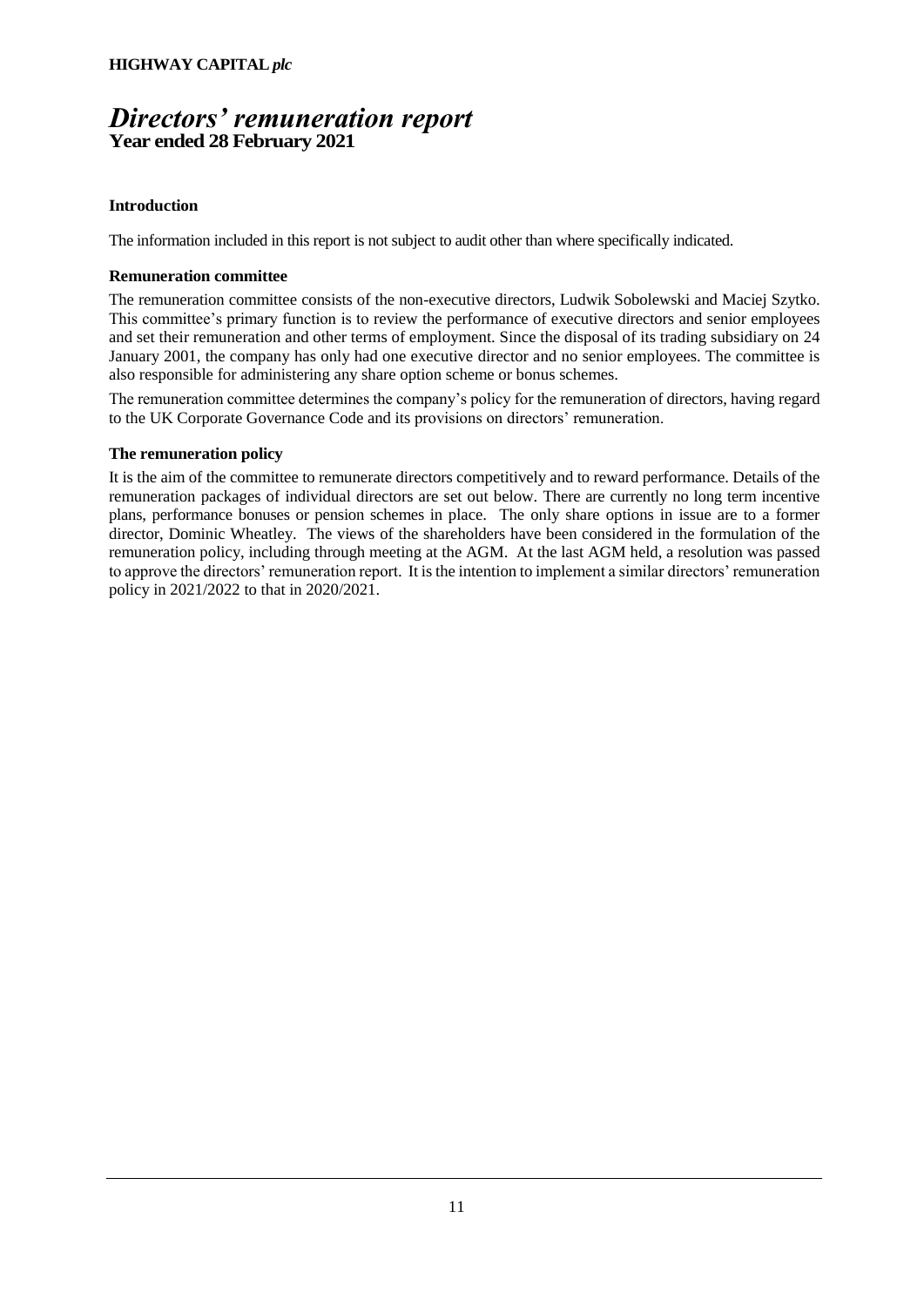# *Directors' remuneration report*

**Year ended 28 February 2021**

### Introduction

The information included in this report is not subject to audit other than where specifically indicated.

### Remuneration committee

The remuneration committee consists of the non-executive directors, Ludwik Sobolewski and Maciej Szytko. This committee's primary function is to review the performance of executive directors and senior employees and set their remuneration and other terms of employment. Since the disposal of its trading subsidiary on 24 January 2001, the company has only had one executive director and no senior employees. The committee is also responsible for administering any share option scheme or bonus schemes.

The remuneration committee determines the company's policy for the remuneration of directors, having regard to the UK Corporate Governance Code and its provisions on directors' remuneration.

### The remuneration policy

It is the aim of the committee to remunerate directors competitively and to reward performance. Details of the remuneration packages of individual directors are set out below. There are currently no long term incentive plans, performance bonuses or pension schemes in place. The only share options in issue are to a former director, Dominic Wheatley. The views of the shareholders have been considered in the formulation of the remuneration policy, including through meeting at the AGM. At the last AGM held, a resolution was passed to approve the directors' remuneration report. It is the intention to implement a similar directors' remuneration policy in 2021/2022 to that in 2020/2021.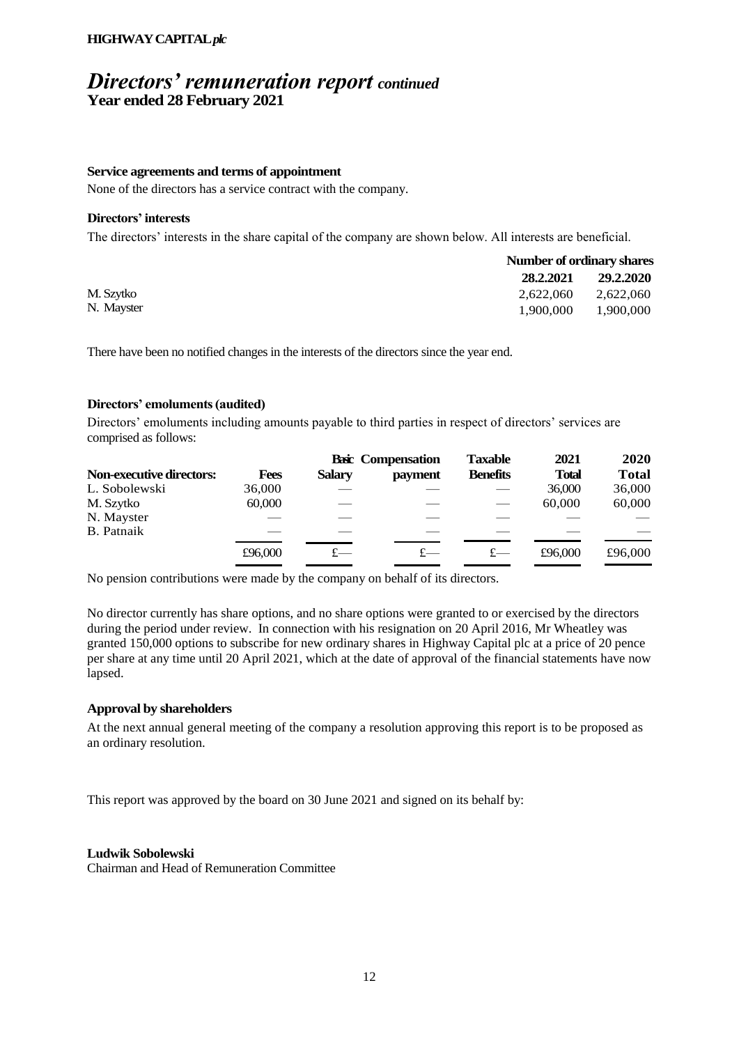**HIGHWAY CAPITAL *plc***

# *Directors' remuneration report continued*

**Year ended 28 February 2021**

### Service agreements and terms of appointment

None of the directors has a service contract with the company.

### Directors' interests

The directors' interests in the share capital of the company are shown below. All interests are beneficial.

| | Number of ordinary shares | |
|---|---|---|
| | **28.2.2021** | **29.2.2020** |
| M. Szytko | 2,622,060 | 2,622,060 |
| N. Mayster | 1,900,000 | 1,900,000 |

There have been no notified changes in the interests of the directors since the year end.

### Directors' emoluments (audited)

Directors' emoluments including amounts payable to third parties in respect of directors' services are comprised as follows:

| Non-executive directors: | Fees | Basic Salary | Compensation payment | Taxable Benefits | 2021 Total | 2020 Total |
|---|---|---|---|---|---|---|
| L. Sobolewski | 36,000 | — | — | — | 36,000 | 36,000 |
| M. Szytko | 60,000 | — | — | — | 60,000 | 60,000 |
| N. Mayster | — | — | — | — | — | — |
| B. Patnaik | — | — | — | — | — | — |
| | £96,000 | £— | £— | £— | £96,000 | £96,000 |

No pension contributions were made by the company on behalf of its directors.

No director currently has share options, and no share options were granted to or exercised by the directors during the period under review. In connection with his resignation on 20 April 2016, Mr Wheatley was granted 150,000 options to subscribe for new ordinary shares in Highway Capital plc at a price of 20 pence per share at any time until 20 April 2021, which at the date of approval of the financial statements have now lapsed.

### Approval by shareholders

At the next annual general meeting of the company a resolution approving this report is to be proposed as an ordinary resolution.

This report was approved by the board on 30 June 2021 and signed on its behalf by:

**Ludwik Sobolewski**
Chairman and Head of Remuneration Committee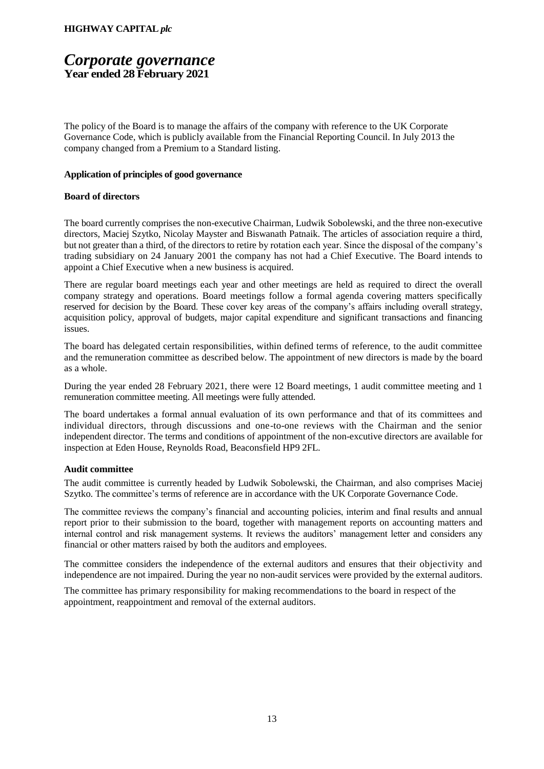# *Corporate governance*

**Year ended 28 February 2021**

The policy of the Board is to manage the affairs of the company with reference to the UK Corporate Governance Code, which is publicly available from the Financial Reporting Council. In July 2013 the company changed from a Premium to a Standard listing.

**Application of principles of good governance**

**Board of directors**

The board currently comprises the non-executive Chairman, Ludwik Sobolewski, and the three non-executive directors, Maciej Szytko, Nicolay Mayster and Biswanath Patnaik. The articles of association require a third, but not greater than a third, of the directors to retire by rotation each year. Since the disposal of the company's trading subsidiary on 24 January 2001 the company has not had a Chief Executive. The Board intends to appoint a Chief Executive when a new business is acquired.

There are regular board meetings each year and other meetings are held as required to direct the overall company strategy and operations. Board meetings follow a formal agenda covering matters specifically reserved for decision by the Board. These cover key areas of the company's affairs including overall strategy, acquisition policy, approval of budgets, major capital expenditure and significant transactions and financing issues.

The board has delegated certain responsibilities, within defined terms of reference, to the audit committee and the remuneration committee as described below. The appointment of new directors is made by the board as a whole.

During the year ended 28 February 2021, there were 12 Board meetings, 1 audit committee meeting and 1 remuneration committee meeting. All meetings were fully attended.

The board undertakes a formal annual evaluation of its own performance and that of its committees and individual directors, through discussions and one-to-one reviews with the Chairman and the senior independent director. The terms and conditions of appointment of the non-excutive directors are available for inspection at Eden House, Reynolds Road, Beaconsfield HP9 2FL.

**Audit committee**

The audit committee is currently headed by Ludwik Sobolewski, the Chairman, and also comprises Maciej Szytko. The committee's terms of reference are in accordance with the UK Corporate Governance Code.

The committee reviews the company's financial and accounting policies, interim and final results and annual report prior to their submission to the board, together with management reports on accounting matters and internal control and risk management systems. It reviews the auditors' management letter and considers any financial or other matters raised by both the auditors and employees.

The committee considers the independence of the external auditors and ensures that their objectivity and independence are not impaired. During the year no non-audit services were provided by the external auditors.

The committee has primary responsibility for making recommendations to the board in respect of the appointment, reappointment and removal of the external auditors.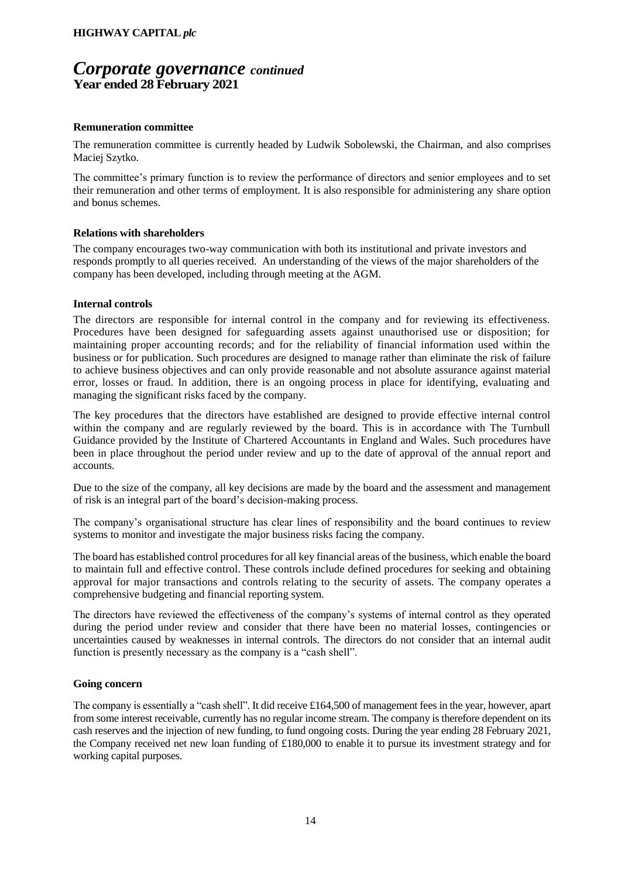# *Corporate governance* *continued*

**Year ended 28 February 2021**

### Remuneration committee

The remuneration committee is currently headed by Ludwik Sobolewski, the Chairman, and also comprises Maciej Szytko.

The committee's primary function is to review the performance of directors and senior employees and to set their remuneration and other terms of employment. It is also responsible for administering any share option and bonus schemes.

### Relations with shareholders

The company encourages two-way communication with both its institutional and private investors and responds promptly to all queries received. An understanding of the views of the major shareholders of the company has been developed, including through meeting at the AGM.

### Internal controls

The directors are responsible for internal control in the company and for reviewing its effectiveness. Procedures have been designed for safeguarding assets against unauthorised use or disposition; for maintaining proper accounting records; and for the reliability of financial information used within the business or for publication. Such procedures are designed to manage rather than eliminate the risk of failure to achieve business objectives and can only provide reasonable and not absolute assurance against material error, losses or fraud. In addition, there is an ongoing process in place for identifying, evaluating and managing the significant risks faced by the company.

The key procedures that the directors have established are designed to provide effective internal control within the company and are regularly reviewed by the board. This is in accordance with The Turnbull Guidance provided by the Institute of Chartered Accountants in England and Wales. Such procedures have been in place throughout the period under review and up to the date of approval of the annual report and accounts.

Due to the size of the company, all key decisions are made by the board and the assessment and management of risk is an integral part of the board's decision-making process.

The company's organisational structure has clear lines of responsibility and the board continues to review systems to monitor and investigate the major business risks facing the company.

The board has established control procedures for all key financial areas of the business, which enable the board to maintain full and effective control. These controls include defined procedures for seeking and obtaining approval for major transactions and controls relating to the security of assets. The company operates a comprehensive budgeting and financial reporting system.

The directors have reviewed the effectiveness of the company's systems of internal control as they operated during the period under review and consider that there have been no material losses, contingencies or uncertainties caused by weaknesses in internal controls. The directors do not consider that an internal audit function is presently necessary as the company is a "cash shell".

### Going concern

The company is essentially a "cash shell". It did receive £164,500 of management fees in the year, however, apart from some interest receivable, currently has no regular income stream. The company is therefore dependent on its cash reserves and the injection of new funding, to fund ongoing costs. During the year ending 28 February 2021, the Company received net new loan funding of £180,000 to enable it to pursue its investment strategy and for working capital purposes.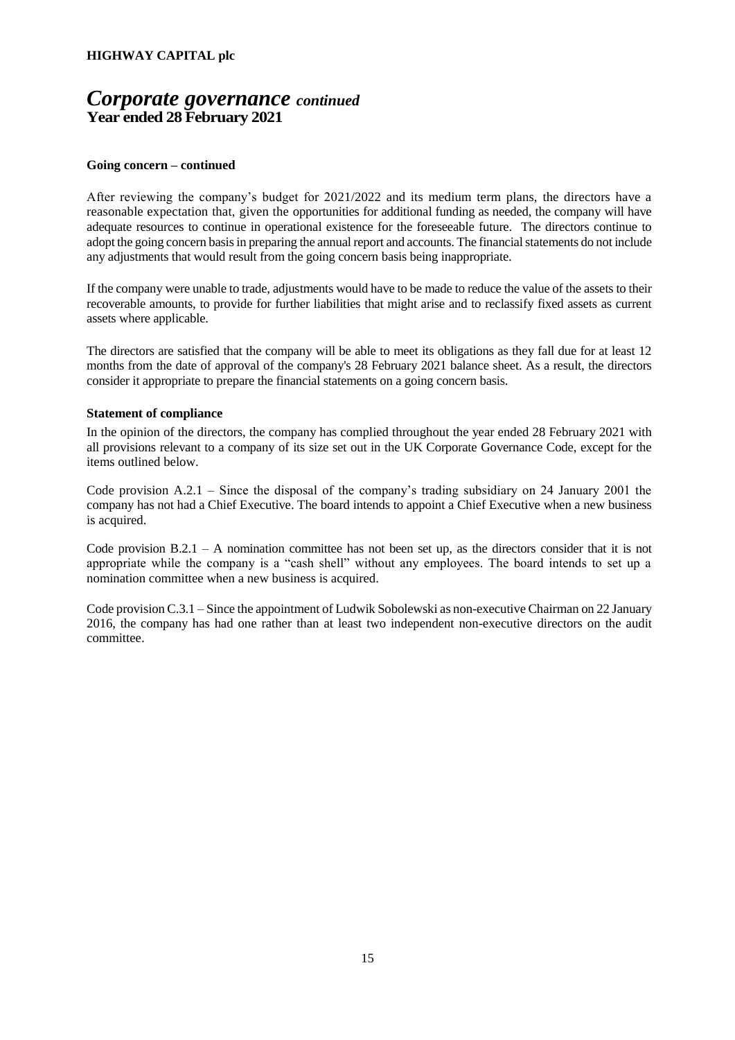## *Corporate governance continued*

**Year ended 28 February 2021**

**Going concern – continued**

After reviewing the company's budget for 2021/2022 and its medium term plans, the directors have a reasonable expectation that, given the opportunities for additional funding as needed, the company will have adequate resources to continue in operational existence for the foreseeable future. The directors continue to adopt the going concern basis in preparing the annual report and accounts. The financial statements do not include any adjustments that would result from the going concern basis being inappropriate.

If the company were unable to trade, adjustments would have to be made to reduce the value of the assets to their recoverable amounts, to provide for further liabilities that might arise and to reclassify fixed assets as current assets where applicable.

The directors are satisfied that the company will be able to meet its obligations as they fall due for at least 12 months from the date of approval of the company's 28 February 2021 balance sheet. As a result, the directors consider it appropriate to prepare the financial statements on a going concern basis.

**Statement of compliance**

In the opinion of the directors, the company has complied throughout the year ended 28 February 2021 with all provisions relevant to a company of its size set out in the UK Corporate Governance Code, except for the items outlined below.

Code provision A.2.1 – Since the disposal of the company's trading subsidiary on 24 January 2001 the company has not had a Chief Executive. The board intends to appoint a Chief Executive when a new business is acquired.

Code provision B.2.1 – A nomination committee has not been set up, as the directors consider that it is not appropriate while the company is a "cash shell" without any employees. The board intends to set up a nomination committee when a new business is acquired.

Code provision C.3.1 – Since the appointment of Ludwik Sobolewski as non-executive Chairman on 22 January 2016, the company has had one rather than at least two independent non-executive directors on the audit committee.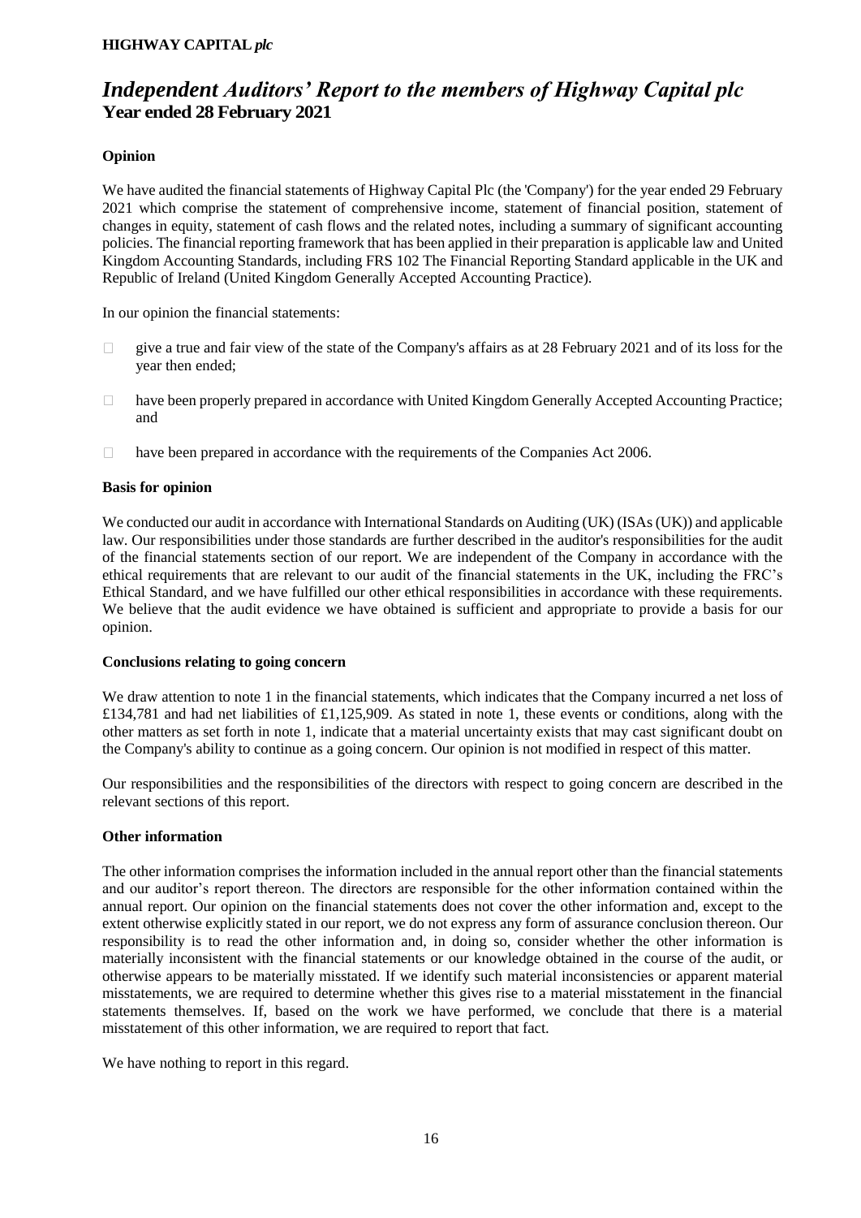# *Independent Auditors' Report to the members of Highway Capital plc*
## Year ended 28 February 2021

### Opinion

We have audited the financial statements of Highway Capital Plc (the 'Company') for the year ended 29 February 2021 which comprise the statement of comprehensive income, statement of financial position, statement of changes in equity, statement of cash flows and the related notes, including a summary of significant accounting policies. The financial reporting framework that has been applied in their preparation is applicable law and United Kingdom Accounting Standards, including FRS 102 The Financial Reporting Standard applicable in the UK and Republic of Ireland (United Kingdom Generally Accepted Accounting Practice).

In our opinion the financial statements:

- give a true and fair view of the state of the Company's affairs as at 28 February 2021 and of its loss for the year then ended;
- have been properly prepared in accordance with United Kingdom Generally Accepted Accounting Practice; and
- have been prepared in accordance with the requirements of the Companies Act 2006.

### Basis for opinion

We conducted our audit in accordance with International Standards on Auditing (UK) (ISAs (UK)) and applicable law. Our responsibilities under those standards are further described in the auditor's responsibilities for the audit of the financial statements section of our report. We are independent of the Company in accordance with the ethical requirements that are relevant to our audit of the financial statements in the UK, including the FRC's Ethical Standard, and we have fulfilled our other ethical responsibilities in accordance with these requirements. We believe that the audit evidence we have obtained is sufficient and appropriate to provide a basis for our opinion.

### Conclusions relating to going concern

We draw attention to note 1 in the financial statements, which indicates that the Company incurred a net loss of £134,781 and had net liabilities of £1,125,909. As stated in note 1, these events or conditions, along with the other matters as set forth in note 1, indicate that a material uncertainty exists that may cast significant doubt on the Company's ability to continue as a going concern. Our opinion is not modified in respect of this matter.

Our responsibilities and the responsibilities of the directors with respect to going concern are described in the relevant sections of this report.

### Other information

The other information comprises the information included in the annual report other than the financial statements and our auditor's report thereon. The directors are responsible for the other information contained within the annual report. Our opinion on the financial statements does not cover the other information and, except to the extent otherwise explicitly stated in our report, we do not express any form of assurance conclusion thereon. Our responsibility is to read the other information and, in doing so, consider whether the other information is materially inconsistent with the financial statements or our knowledge obtained in the course of the audit, or otherwise appears to be materially misstated. If we identify such material inconsistencies or apparent material misstatements, we are required to determine whether this gives rise to a material misstatement in the financial statements themselves. If, based on the work we have performed, we conclude that there is a material misstatement of this other information, we are required to report that fact.

We have nothing to report in this regard.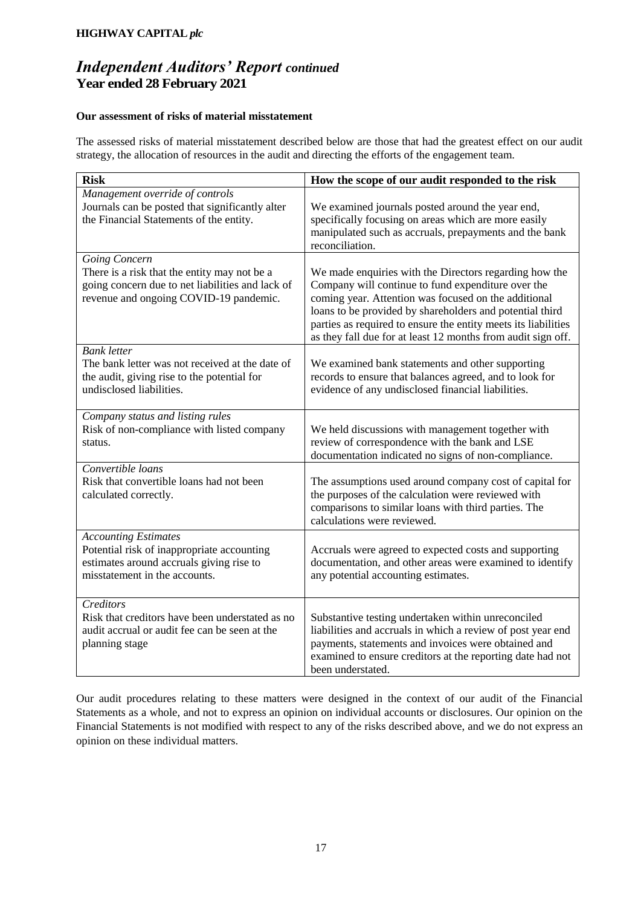## *Independent Auditors' Report continued*

**Year ended 28 February 2021**

**Our assessment of risks of material misstatement**

The assessed risks of material misstatement described below are those that had the greatest effect on our audit strategy, the allocation of resources in the audit and directing the efforts of the engagement team.

| Risk | How the scope of our audit responded to the risk |
|---|---|
| *Management override of controls*<br>Journals can be posted that significantly alter the Financial Statements of the entity. | We examined journals posted around the year end, specifically focusing on areas which are more easily manipulated such as accruals, prepayments and the bank reconciliation. |
| *Going Concern*<br>There is a risk that the entity may not be a going concern due to net liabilities and lack of revenue and ongoing COVID-19 pandemic. | We made enquiries with the Directors regarding how the Company will continue to fund expenditure over the coming year. Attention was focused on the additional loans to be provided by shareholders and potential third parties as required to ensure the entity meets its liabilities as they fall due for at least 12 months from audit sign off. |
| *Bank letter*<br>The bank letter was not received at the date of the audit, giving rise to the potential for undisclosed liabilities. | We examined bank statements and other supporting records to ensure that balances agreed, and to look for evidence of any undisclosed financial liabilities. |
| *Company status and listing rules*<br>Risk of non-compliance with listed company status. | We held discussions with management together with review of correspondence with the bank and LSE documentation indicated no signs of non-compliance. |
| *Convertible loans*<br>Risk that convertible loans had not been calculated correctly. | The assumptions used around company cost of capital for the purposes of the calculation were reviewed with comparisons to similar loans with third parties. The calculations were reviewed. |
| *Accounting Estimates*<br>Potential risk of inappropriate accounting estimates around accruals giving rise to misstatement in the accounts. | Accruals were agreed to expected costs and supporting documentation, and other areas were examined to identify any potential accounting estimates. |
| *Creditors*<br>Risk that creditors have been understated as no audit accrual or audit fee can be seen at the planning stage | Substantive testing undertaken within unreconciled liabilities and accruals in which a review of post year end payments, statements and invoices were obtained and examined to ensure creditors at the reporting date had not been understated. |

Our audit procedures relating to these matters were designed in the context of our audit of the Financial Statements as a whole, and not to express an opinion on individual accounts or disclosures. Our opinion on the Financial Statements is not modified with respect to any of the risks described above, and we do not express an opinion on these individual matters.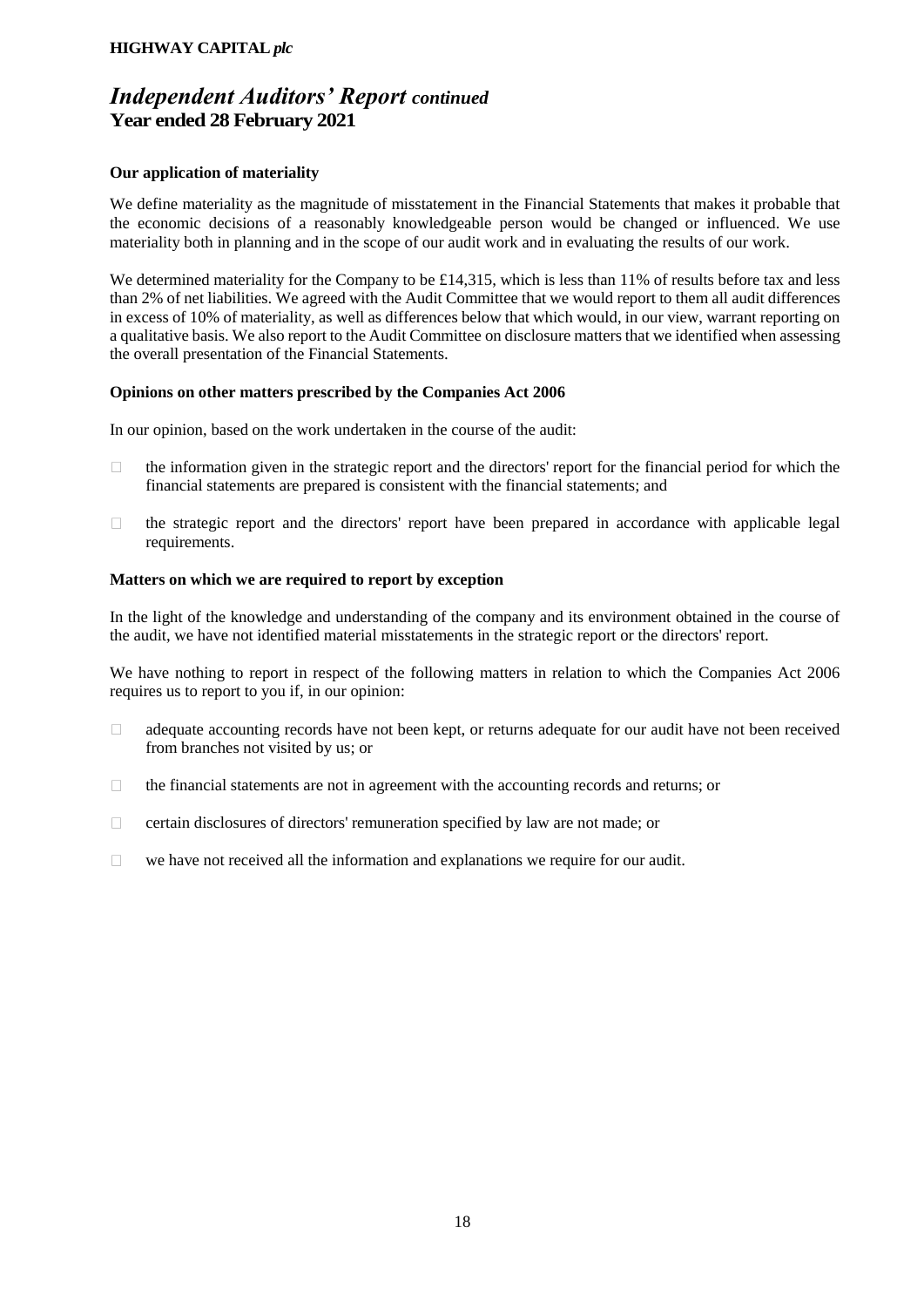## *Independent Auditors' Report continued*
**Year ended 28 February 2021**

**Our application of materiality**

We define materiality as the magnitude of misstatement in the Financial Statements that makes it probable that the economic decisions of a reasonably knowledgeable person would be changed or influenced. We use materiality both in planning and in the scope of our audit work and in evaluating the results of our work.

We determined materiality for the Company to be £14,315, which is less than 11% of results before tax and less than 2% of net liabilities. We agreed with the Audit Committee that we would report to them all audit differences in excess of 10% of materiality, as well as differences below that which would, in our view, warrant reporting on a qualitative basis. We also report to the Audit Committee on disclosure matters that we identified when assessing the overall presentation of the Financial Statements.

**Opinions on other matters prescribed by the Companies Act 2006**

In our opinion, based on the work undertaken in the course of the audit:

- the information given in the strategic report and the directors' report for the financial period for which the financial statements are prepared is consistent with the financial statements; and
- the strategic report and the directors' report have been prepared in accordance with applicable legal requirements.

**Matters on which we are required to report by exception**

In the light of the knowledge and understanding of the company and its environment obtained in the course of the audit, we have not identified material misstatements in the strategic report or the directors' report.

We have nothing to report in respect of the following matters in relation to which the Companies Act 2006 requires us to report to you if, in our opinion:

- adequate accounting records have not been kept, or returns adequate for our audit have not been received from branches not visited by us; or
- the financial statements are not in agreement with the accounting records and returns; or
- certain disclosures of directors' remuneration specified by law are not made; or
- we have not received all the information and explanations we require for our audit.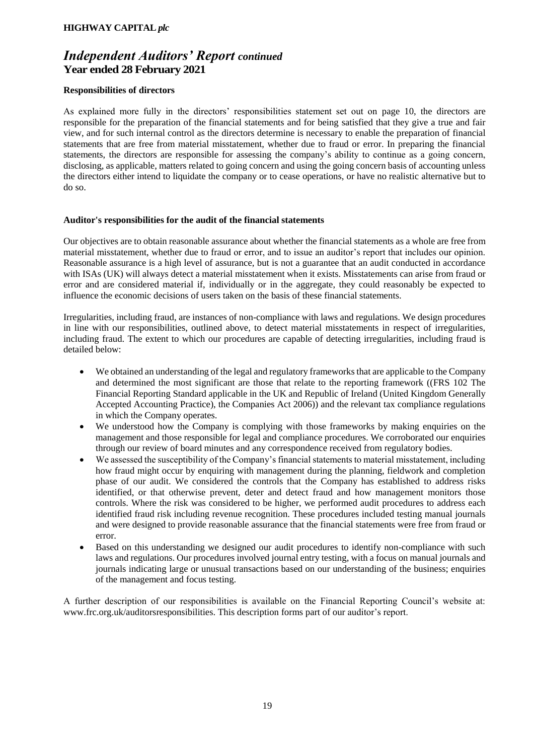# *Independent Auditors' Report continued*

**Year ended 28 February 2021**

### Responsibilities of directors

As explained more fully in the directors' responsibilities statement set out on page 10, the directors are responsible for the preparation of the financial statements and for being satisfied that they give a true and fair view, and for such internal control as the directors determine is necessary to enable the preparation of financial statements that are free from material misstatement, whether due to fraud or error. In preparing the financial statements, the directors are responsible for assessing the company's ability to continue as a going concern, disclosing, as applicable, matters related to going concern and using the going concern basis of accounting unless the directors either intend to liquidate the company or to cease operations, or have no realistic alternative but to do so.

### Auditor's responsibilities for the audit of the financial statements

Our objectives are to obtain reasonable assurance about whether the financial statements as a whole are free from material misstatement, whether due to fraud or error, and to issue an auditor's report that includes our opinion. Reasonable assurance is a high level of assurance, but is not a guarantee that an audit conducted in accordance with ISAs (UK) will always detect a material misstatement when it exists. Misstatements can arise from fraud or error and are considered material if, individually or in the aggregate, they could reasonably be expected to influence the economic decisions of users taken on the basis of these financial statements.

Irregularities, including fraud, are instances of non-compliance with laws and regulations. We design procedures in line with our responsibilities, outlined above, to detect material misstatements in respect of irregularities, including fraud. The extent to which our procedures are capable of detecting irregularities, including fraud is detailed below:

- We obtained an understanding of the legal and regulatory frameworks that are applicable to the Company and determined the most significant are those that relate to the reporting framework ((FRS 102 The Financial Reporting Standard applicable in the UK and Republic of Ireland (United Kingdom Generally Accepted Accounting Practice), the Companies Act 2006)) and the relevant tax compliance regulations in which the Company operates.
- We understood how the Company is complying with those frameworks by making enquiries on the management and those responsible for legal and compliance procedures. We corroborated our enquiries through our review of board minutes and any correspondence received from regulatory bodies.
- We assessed the susceptibility of the Company's financial statements to material misstatement, including how fraud might occur by enquiring with management during the planning, fieldwork and completion phase of our audit. We considered the controls that the Company has established to address risks identified, or that otherwise prevent, deter and detect fraud and how management monitors those controls. Where the risk was considered to be higher, we performed audit procedures to address each identified fraud risk including revenue recognition. These procedures included testing manual journals and were designed to provide reasonable assurance that the financial statements were free from fraud or error.
- Based on this understanding we designed our audit procedures to identify non-compliance with such laws and regulations. Our procedures involved journal entry testing, with a focus on manual journals and journals indicating large or unusual transactions based on our understanding of the business; enquiries of the management and focus testing.

A further description of our responsibilities is available on the Financial Reporting Council's website at: www.frc.org.uk/auditorsresponsibilities. This description forms part of our auditor's report.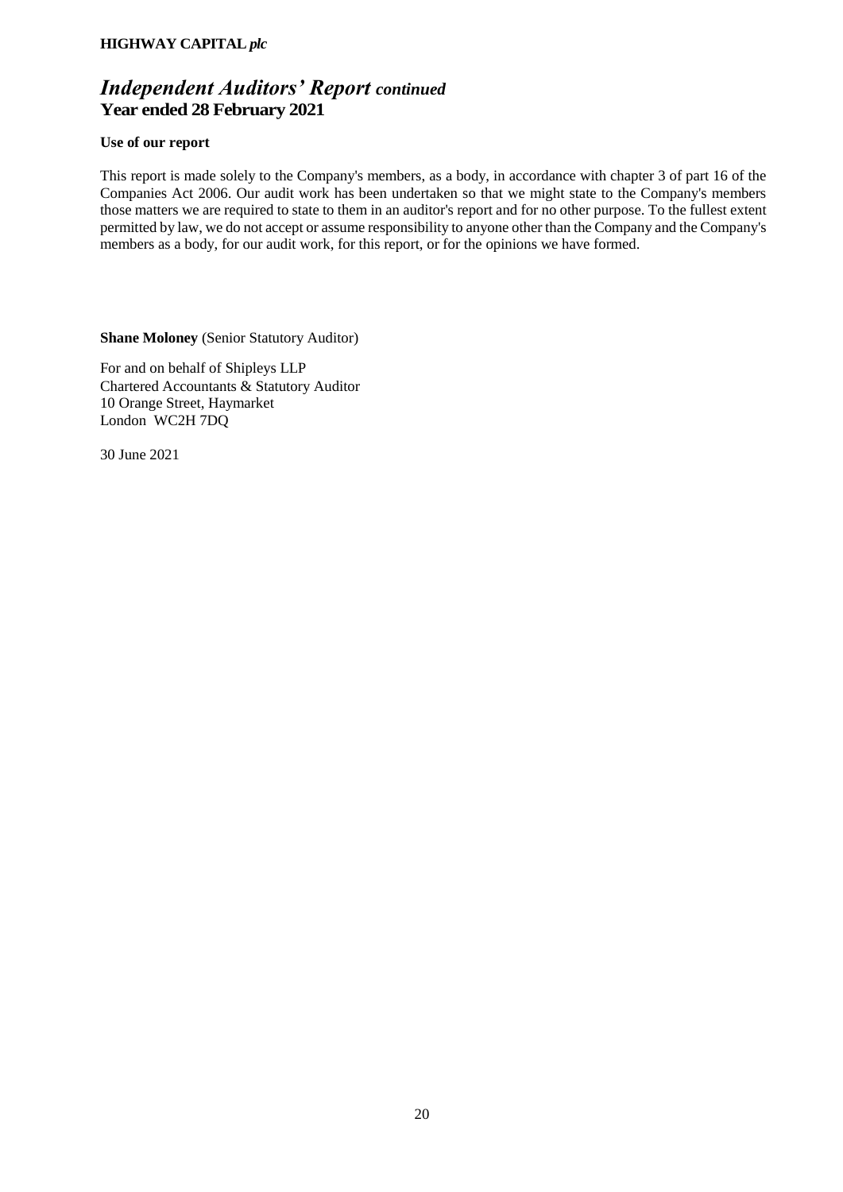# *Independent Auditors' Report continued*

**Year ended 28 February 2021**

**Use of our report**

This report is made solely to the Company's members, as a body, in accordance with chapter 3 of part 16 of the Companies Act 2006. Our audit work has been undertaken so that we might state to the Company's members those matters we are required to state to them in an auditor's report and for no other purpose. To the fullest extent permitted by law, we do not accept or assume responsibility to anyone other than the Company and the Company's members as a body, for our audit work, for this report, or for the opinions we have formed.

**Shane Moloney** (Senior Statutory Auditor)

For and on behalf of Shipleys LLP  
Chartered Accountants & Statutory Auditor  
10 Orange Street, Haymarket  
London WC2H 7DQ

30 June 2021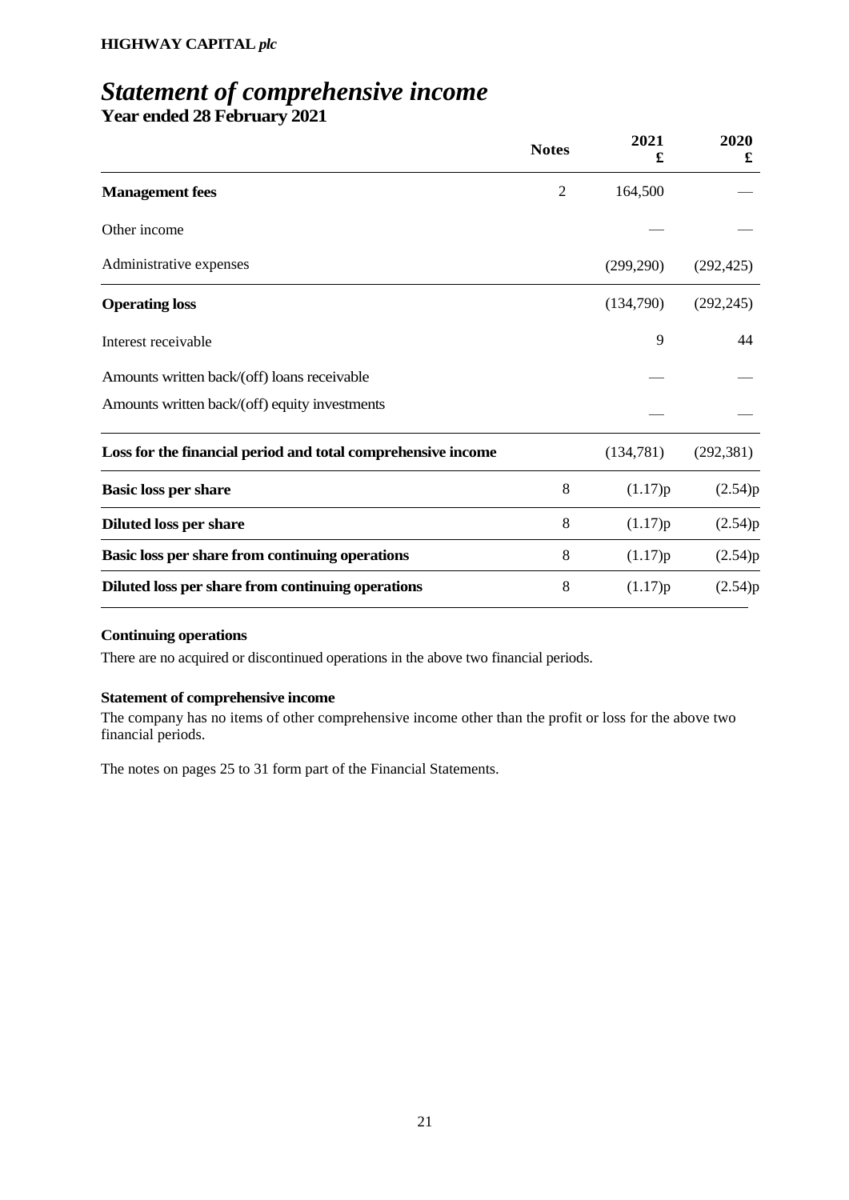**HIGHWAY CAPITAL** ***plc***

# *Statement of comprehensive income*

**Year ended 28 February 2021**

| | Notes | 2021<br>£ | 2020<br>£ |
|---|---|---|---|
| **Management fees** | 2 | 164,500 | — |
| Other income | | — | — |
| Administrative expenses | | (299,290) | (292,425) |
| **Operating loss** | | (134,790) | (292,245) |
| Interest receivable | | 9 | 44 |
| Amounts written back/(off) loans receivable | | — | — |
| Amounts written back/(off) equity investments | | — | — |
| **Loss for the financial period and total comprehensive income** | | (134,781) | (292,381) |
| **Basic loss per share** | 8 | (1.17)p | (2.54)p |
| **Diluted loss per share** | 8 | (1.17)p | (2.54)p |
| **Basic loss per share from continuing operations** | 8 | (1.17)p | (2.54)p |
| **Diluted loss per share from continuing operations** | 8 | (1.17)p | (2.54)p |

**Continuing operations**

There are no acquired or discontinued operations in the above two financial periods.

**Statement of comprehensive income**

The company has no items of other comprehensive income other than the profit or loss for the above two financial periods.

The notes on pages 25 to 31 form part of the Financial Statements.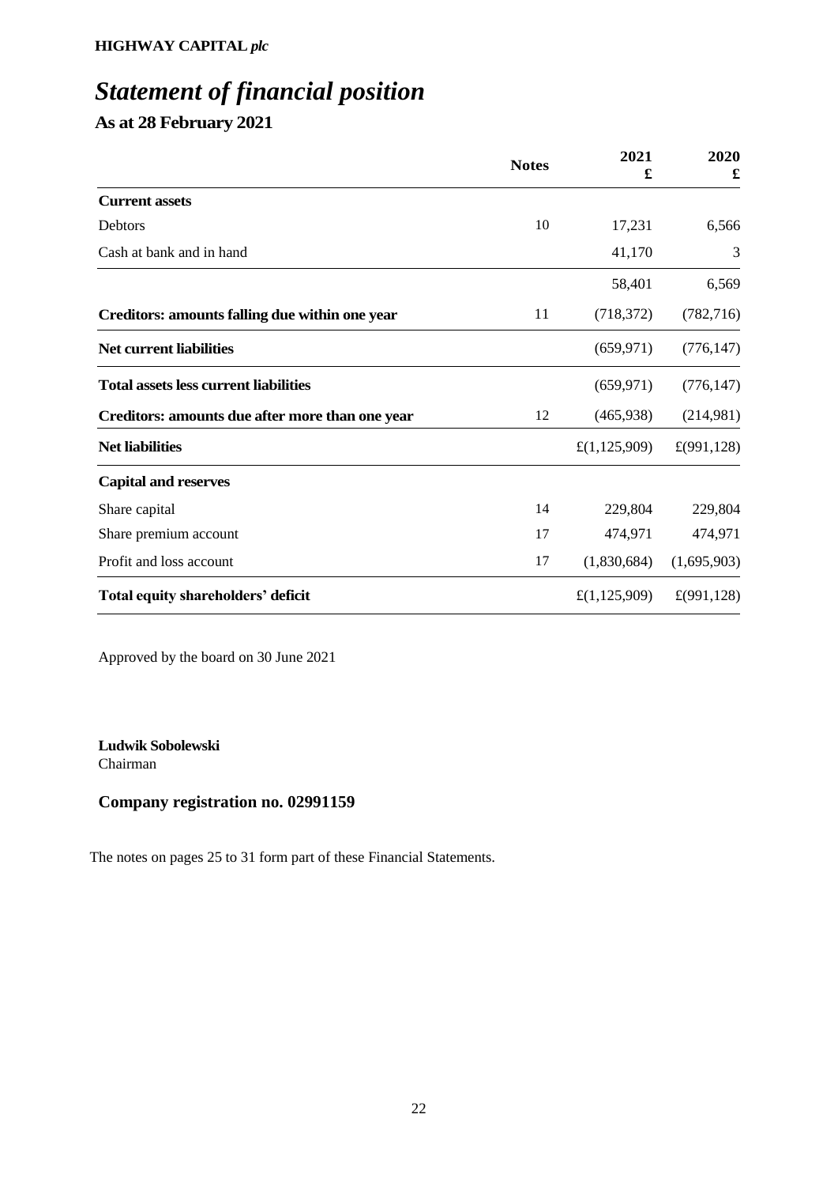**HIGHWAY CAPITAL *plc***

# *Statement of financial position*

## As at 28 February 2021

| | Notes | 2021<br>£ | 2020<br>£ |
|---|---|---|---|
| **Current assets** | | | |
| Debtors | 10 | 17,231 | 6,566 |
| Cash at bank and in hand | | 41,170 | 3 |
| | | 58,401 | 6,569 |
| **Creditors: amounts falling due within one year** | 11 | (718,372) | (782,716) |
| **Net current liabilities** | | (659,971) | (776,147) |
| **Total assets less current liabilities** | | (659,971) | (776,147) |
| **Creditors: amounts due after more than one year** | 12 | (465,938) | (214,981) |
| **Net liabilities** | | £(1,125,909) | £(991,128) |
| **Capital and reserves** | | | |
| Share capital | 14 | 229,804 | 229,804 |
| Share premium account | 17 | 474,971 | 474,971 |
| Profit and loss account | 17 | (1,830,684) | (1,695,903) |
| **Total equity shareholders' deficit** | | £(1,125,909) | £(991,128) |

Approved by the board on 30 June 2021

**Ludwik Sobolewski**
Chairman

**Company registration no. 02991159**

The notes on pages 25 to 31 form part of these Financial Statements.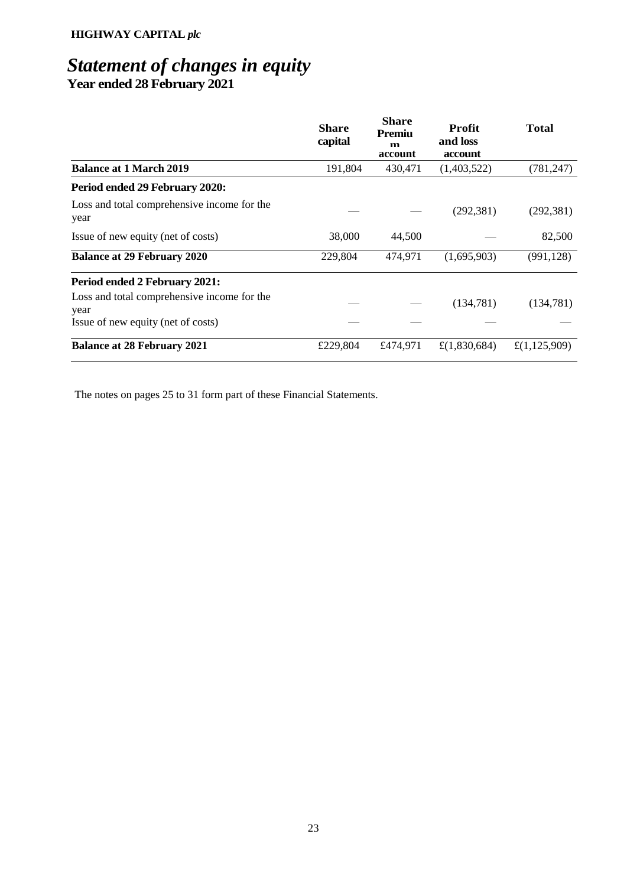**HIGHWAY CAPITAL *plc***

# *Statement of changes in equity*

**Year ended 28 February 2021**

| | Share capital | Share Premium account | Profit and loss account | Total |
|---|---|---|---|---|
| **Balance at 1 March 2019** | 191,804 | 430,471 | (1,403,522) | (781,247) |
| **Period ended 29 February 2020:** | | | | |
| Loss and total comprehensive income for the year | — | — | (292,381) | (292,381) |
| Issue of new equity (net of costs) | 38,000 | 44,500 | — | 82,500 |
| **Balance at 29 February 2020** | 229,804 | 474,971 | (1,695,903) | (991,128) |
| **Period ended 2 February 2021:** | | | | |
| Loss and total comprehensive income for the year | — | — | (134,781) | (134,781) |
| Issue of new equity (net of costs) | — | — | — | — |
| **Balance at 28 February 2021** | £229,804 | £474,971 | £(1,830,684) | £(1,125,909) |

The notes on pages 25 to 31 form part of these Financial Statements.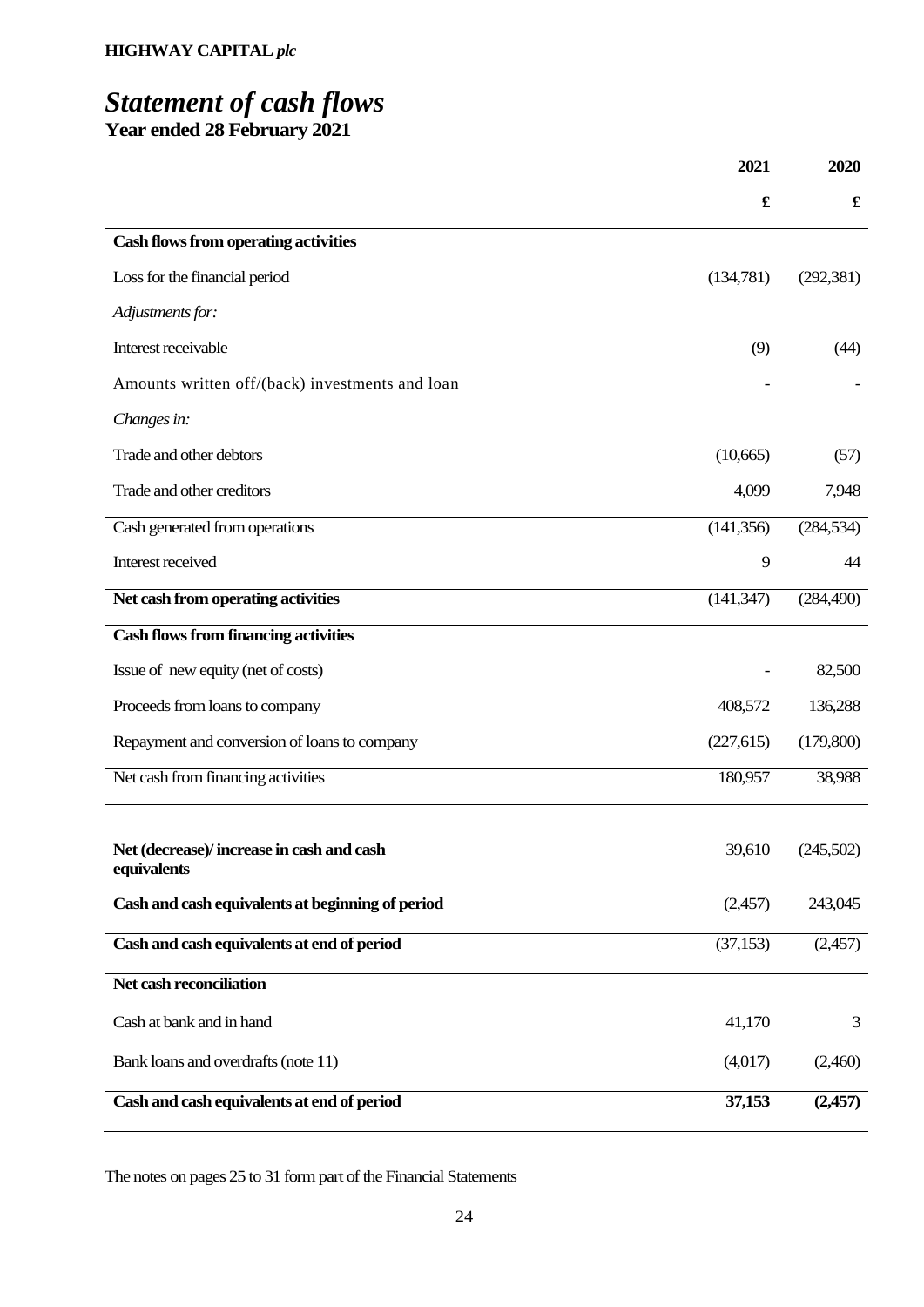**HIGHWAY CAPITAL *plc***

# *Statement of cash flows*

**Year ended 28 February 2021**

| | 2021 | 2020 |
|---|---|---|
| | £ | £ |
| **Cash flows from operating activities** | | |
| Loss for the financial period | (134,781) | (292,381) |
| *Adjustments for:* | | |
| Interest receivable | (9) | (44) |
| Amounts written off/(back) investments and loan | - | - |
| *Changes in:* | | |
| Trade and other debtors | (10,665) | (57) |
| Trade and other creditors | 4,099 | 7,948 |
| Cash generated from operations | (141,356) | (284,534) |
| Interest received | 9 | 44 |
| **Net cash from operating activities** | (141,347) | (284,490) |
| **Cash flows from financing activities** | | |
| Issue of new equity (net of costs) | - | 82,500 |
| Proceeds from loans to company | 408,572 | 136,288 |
| Repayment and conversion of loans to company | (227,615) | (179,800) |
| Net cash from financing activities | 180,957 | 38,988 |
| **Net (decrease)/ increase in cash and cash equivalents** | 39,610 | (245,502) |
| **Cash and cash equivalents at beginning of period** | (2,457) | 243,045 |
| **Cash and cash equivalents at end of period** | (37,153) | (2,457) |
| **Net cash reconciliation** | | |
| Cash at bank and in hand | 41,170 | 3 |
| Bank loans and overdrafts (note 11) | (4,017) | (2,460) |
| **Cash and cash equivalents at end of period** | **37,153** | **(2,457)** |

The notes on pages 25 to 31 form part of the Financial Statements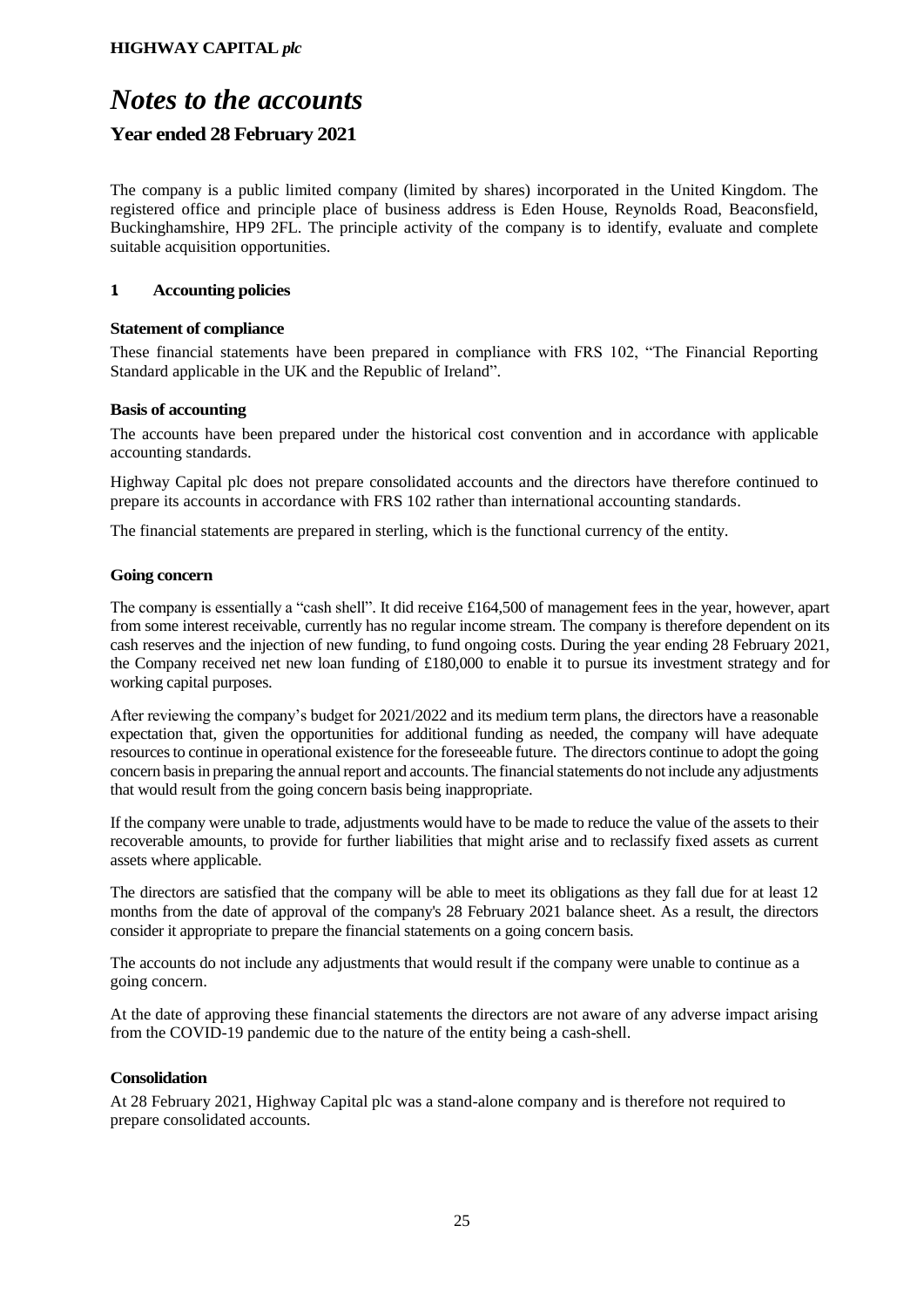# *Notes to the accounts*

## Year ended 28 February 2021

The company is a public limited company (limited by shares) incorporated in the United Kingdom. The registered office and principle place of business address is Eden House, Reynolds Road, Beaconsfield, Buckinghamshire, HP9 2FL. The principle activity of the company is to identify, evaluate and complete suitable acquisition opportunities.

### 1 Accounting policies

**Statement of compliance**

These financial statements have been prepared in compliance with FRS 102, "The Financial Reporting Standard applicable in the UK and the Republic of Ireland".

**Basis of accounting**

The accounts have been prepared under the historical cost convention and in accordance with applicable accounting standards.

Highway Capital plc does not prepare consolidated accounts and the directors have therefore continued to prepare its accounts in accordance with FRS 102 rather than international accounting standards.

The financial statements are prepared in sterling, which is the functional currency of the entity.

**Going concern**

The company is essentially a "cash shell". It did receive £164,500 of management fees in the year, however, apart from some interest receivable, currently has no regular income stream. The company is therefore dependent on its cash reserves and the injection of new funding, to fund ongoing costs. During the year ending 28 February 2021, the Company received net new loan funding of £180,000 to enable it to pursue its investment strategy and for working capital purposes.

After reviewing the company's budget for 2021/2022 and its medium term plans, the directors have a reasonable expectation that, given the opportunities for additional funding as needed, the company will have adequate resources to continue in operational existence for the foreseeable future. The directors continue to adopt the going concern basis in preparing the annual report and accounts. The financial statements do not include any adjustments that would result from the going concern basis being inappropriate.

If the company were unable to trade, adjustments would have to be made to reduce the value of the assets to their recoverable amounts, to provide for further liabilities that might arise and to reclassify fixed assets as current assets where applicable.

The directors are satisfied that the company will be able to meet its obligations as they fall due for at least 12 months from the date of approval of the company's 28 February 2021 balance sheet. As a result, the directors consider it appropriate to prepare the financial statements on a going concern basis.

The accounts do not include any adjustments that would result if the company were unable to continue as a going concern.

At the date of approving these financial statements the directors are not aware of any adverse impact arising from the COVID-19 pandemic due to the nature of the entity being a cash-shell.

**Consolidation**

At 28 February 2021, Highway Capital plc was a stand-alone company and is therefore not required to prepare consolidated accounts.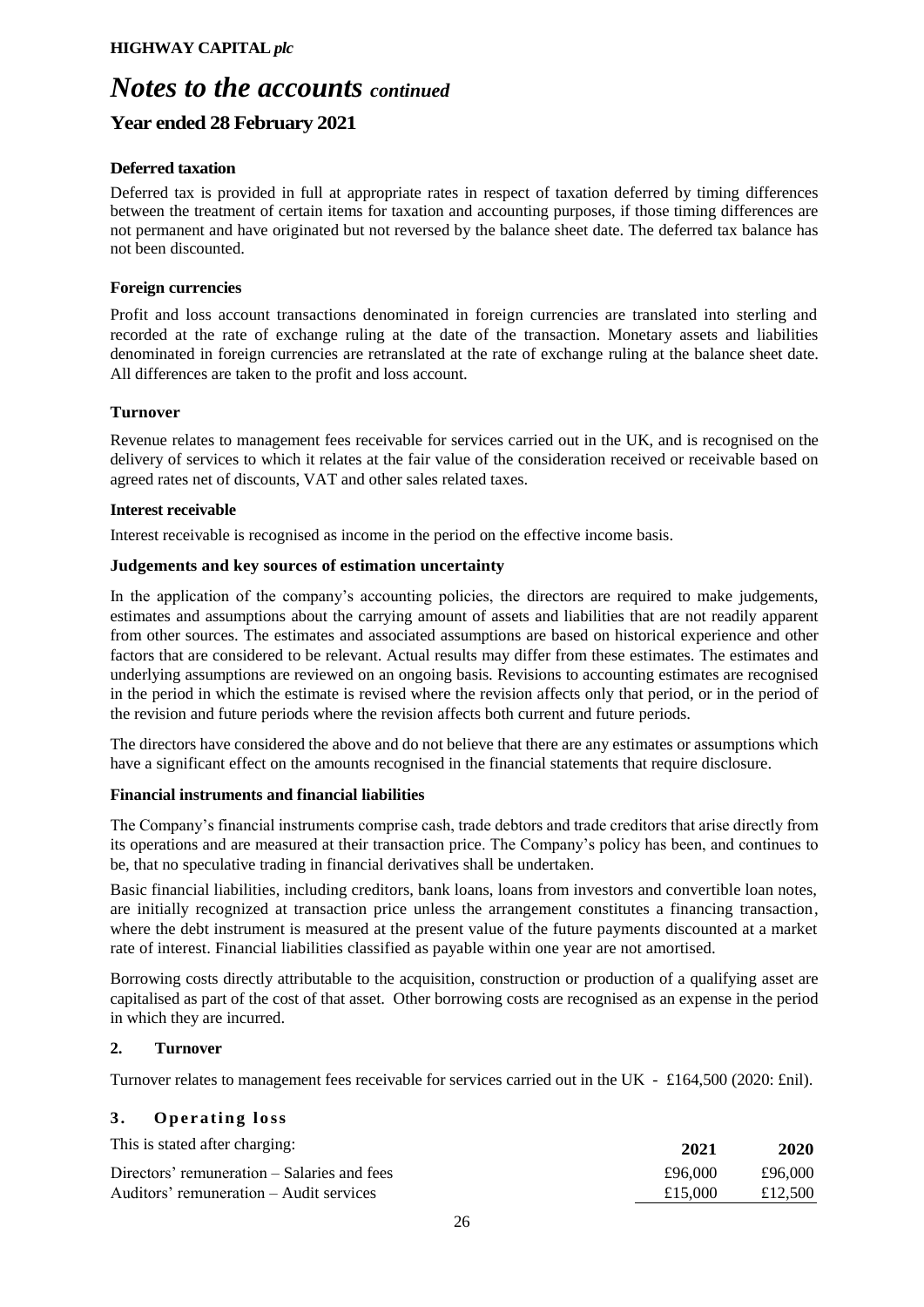# *Notes to the accounts continued*

## Year ended 28 February 2021

### Deferred taxation

Deferred tax is provided in full at appropriate rates in respect of taxation deferred by timing differences between the treatment of certain items for taxation and accounting purposes, if those timing differences are not permanent and have originated but not reversed by the balance sheet date. The deferred tax balance has not been discounted.

### Foreign currencies

Profit and loss account transactions denominated in foreign currencies are translated into sterling and recorded at the rate of exchange ruling at the date of the transaction. Monetary assets and liabilities denominated in foreign currencies are retranslated at the rate of exchange ruling at the balance sheet date. All differences are taken to the profit and loss account.

### Turnover

Revenue relates to management fees receivable for services carried out in the UK, and is recognised on the delivery of services to which it relates at the fair value of the consideration received or receivable based on agreed rates net of discounts, VAT and other sales related taxes.

### Interest receivable

Interest receivable is recognised as income in the period on the effective income basis.

### Judgements and key sources of estimation uncertainty

In the application of the company's accounting policies, the directors are required to make judgements, estimates and assumptions about the carrying amount of assets and liabilities that are not readily apparent from other sources. The estimates and associated assumptions are based on historical experience and other factors that are considered to be relevant. Actual results may differ from these estimates. The estimates and underlying assumptions are reviewed on an ongoing basis. Revisions to accounting estimates are recognised in the period in which the estimate is revised where the revision affects only that period, or in the period of the revision and future periods where the revision affects both current and future periods.

The directors have considered the above and do not believe that there are any estimates or assumptions which have a significant effect on the amounts recognised in the financial statements that require disclosure.

### Financial instruments and financial liabilities

The Company's financial instruments comprise cash, trade debtors and trade creditors that arise directly from its operations and are measured at their transaction price. The Company's policy has been, and continues to be, that no speculative trading in financial derivatives shall be undertaken.

Basic financial liabilities, including creditors, bank loans, loans from investors and convertible loan notes, are initially recognized at transaction price unless the arrangement constitutes a financing transaction, where the debt instrument is measured at the present value of the future payments discounted at a market rate of interest. Financial liabilities classified as payable within one year are not amortised.

Borrowing costs directly attributable to the acquisition, construction or production of a qualifying asset are capitalised as part of the cost of that asset. Other borrowing costs are recognised as an expense in the period in which they are incurred.

### 2. Turnover

Turnover relates to management fees receivable for services carried out in the UK - £164,500 (2020: £nil).

### 3. Operating loss

| This is stated after charging: | 2021 | 2020 |
|---|---|---|
| Directors' remuneration – Salaries and fees | £96,000 | £96,000 |
| Auditors' remuneration – Audit services | £15,000 | £12,500 |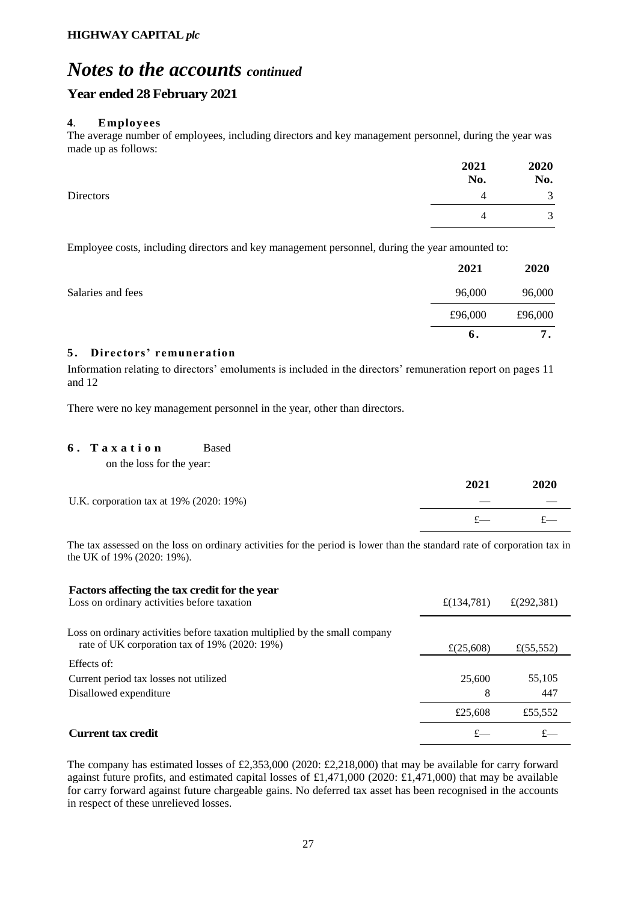**HIGHWAY CAPITAL *plc***

# *Notes to the accounts continued*

## Year ended 28 February 2021

### 4. Employees

The average number of employees, including directors and key management personnel, during the year was made up as follows:

| | 2021<br>No. | 2020<br>No. |
|---|---|---|
| Directors | 4 | 3 |
| | 4 | 3 |

Employee costs, including directors and key management personnel, during the year amounted to:

| | 2021 | 2020 |
|---|---|---|
| Salaries and fees | 96,000 | 96,000 |
| | £96,000 | £96,000 |
| | 6. | 7. |

### 5. Directors' remuneration

Information relating to directors' emoluments is included in the directors' remuneration report on pages 11 and 12

There were no key management personnel in the year, other than directors.

### 6. Taxation

Based on the loss for the year:

| | 2021 | 2020 |
|---|---|---|
| U.K. corporation tax at 19% (2020: 19%) | — | — |
| | £— | £— |

The tax assessed on the loss on ordinary activities for the period is lower than the standard rate of corporation tax in the UK of 19% (2020: 19%).

| **Factors affecting the tax credit for the year** | | |
|---|---|---|
| Loss on ordinary activities before taxation | £(134,781) | £(292,381) |
| Loss on ordinary activities before taxation multiplied by the small company rate of UK corporation tax of 19% (2020: 19%) | £(25,608) | £(55,552) |
| Effects of: | | |
| Current period tax losses not utilized | 25,600 | 55,105 |
| Disallowed expenditure | 8 | 447 |
| | £25,608 | £55,552 |
| **Current tax credit** | £— | £— |

The company has estimated losses of £2,353,000 (2020: £2,218,000) that may be available for carry forward against future profits, and estimated capital losses of £1,471,000 (2020: £1,471,000) that may be available for carry forward against future chargeable gains. No deferred tax asset has been recognised in the accounts in respect of these unrelieved losses.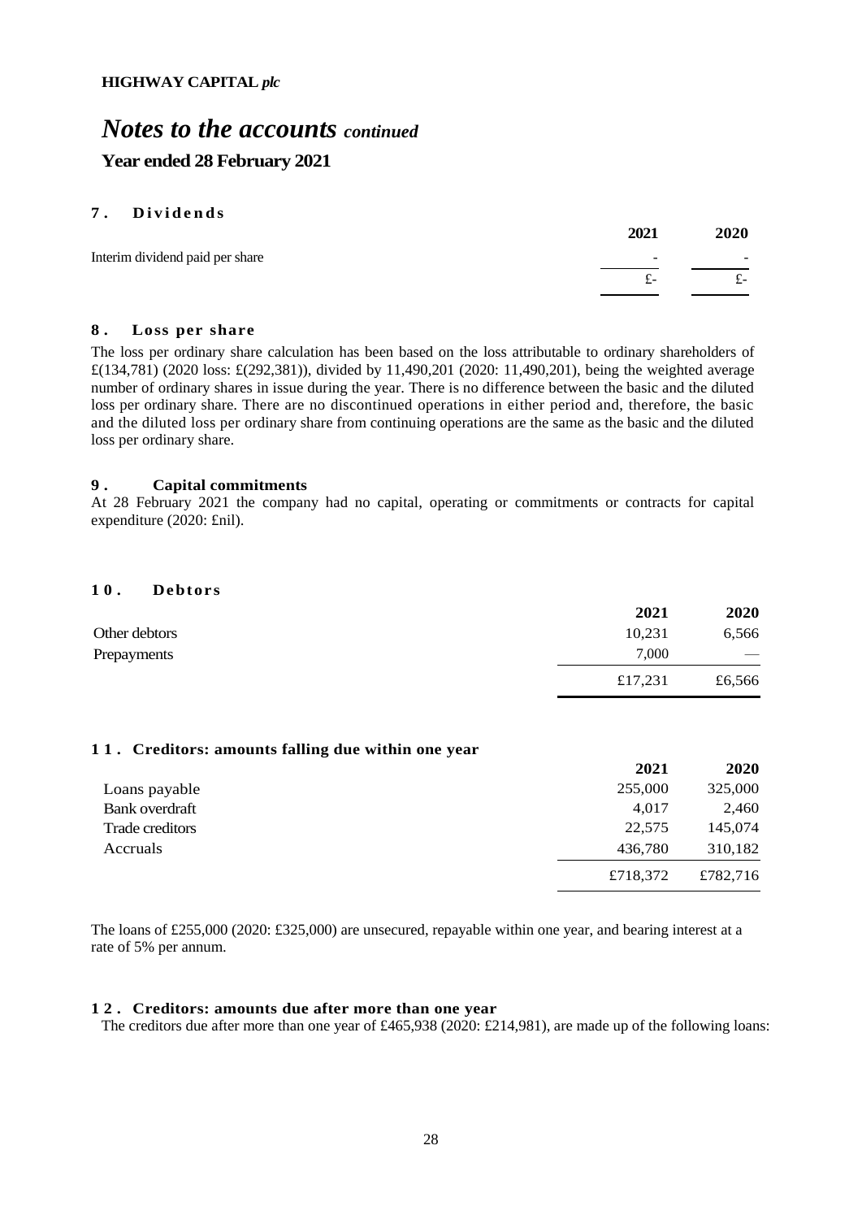**HIGHWAY CAPITAL *plc***

# *Notes to the accounts continued*

## Year ended 28 February 2021

### 7. Dividends

| | 2021 | 2020 |
|---|---|---|
| Interim dividend paid per share | - | - |
| | £- | £- |

### 8. Loss per share

The loss per ordinary share calculation has been based on the loss attributable to ordinary shareholders of £(134,781) (2020 loss: £(292,381)), divided by 11,490,201 (2020: 11,490,201), being the weighted average number of ordinary shares in issue during the year. There is no difference between the basic and the diluted loss per ordinary share. There are no discontinued operations in either period and, therefore, the basic and the diluted loss per ordinary share from continuing operations are the same as the basic and the diluted loss per ordinary share.

### 9. Capital commitments

At 28 February 2021 the company had no capital, operating or commitments or contracts for capital expenditure (2020: £nil).

### 10. Debtors

| | 2021 | 2020 |
|---|---|---|
| Other debtors | 10,231 | 6,566 |
| Prepayments | 7,000 | — |
| | £17,231 | £6,566 |

### 11. Creditors: amounts falling due within one year

| | 2021 | 2020 |
|---|---|---|
| Loans payable | 255,000 | 325,000 |
| Bank overdraft | 4,017 | 2,460 |
| Trade creditors | 22,575 | 145,074 |
| Accruals | 436,780 | 310,182 |
| | £718,372 | £782,716 |

The loans of £255,000 (2020: £325,000) are unsecured, repayable within one year, and bearing interest at a rate of 5% per annum.

### 12. Creditors: amounts due after more than one year

The creditors due after more than one year of £465,938 (2020: £214,981), are made up of the following loans: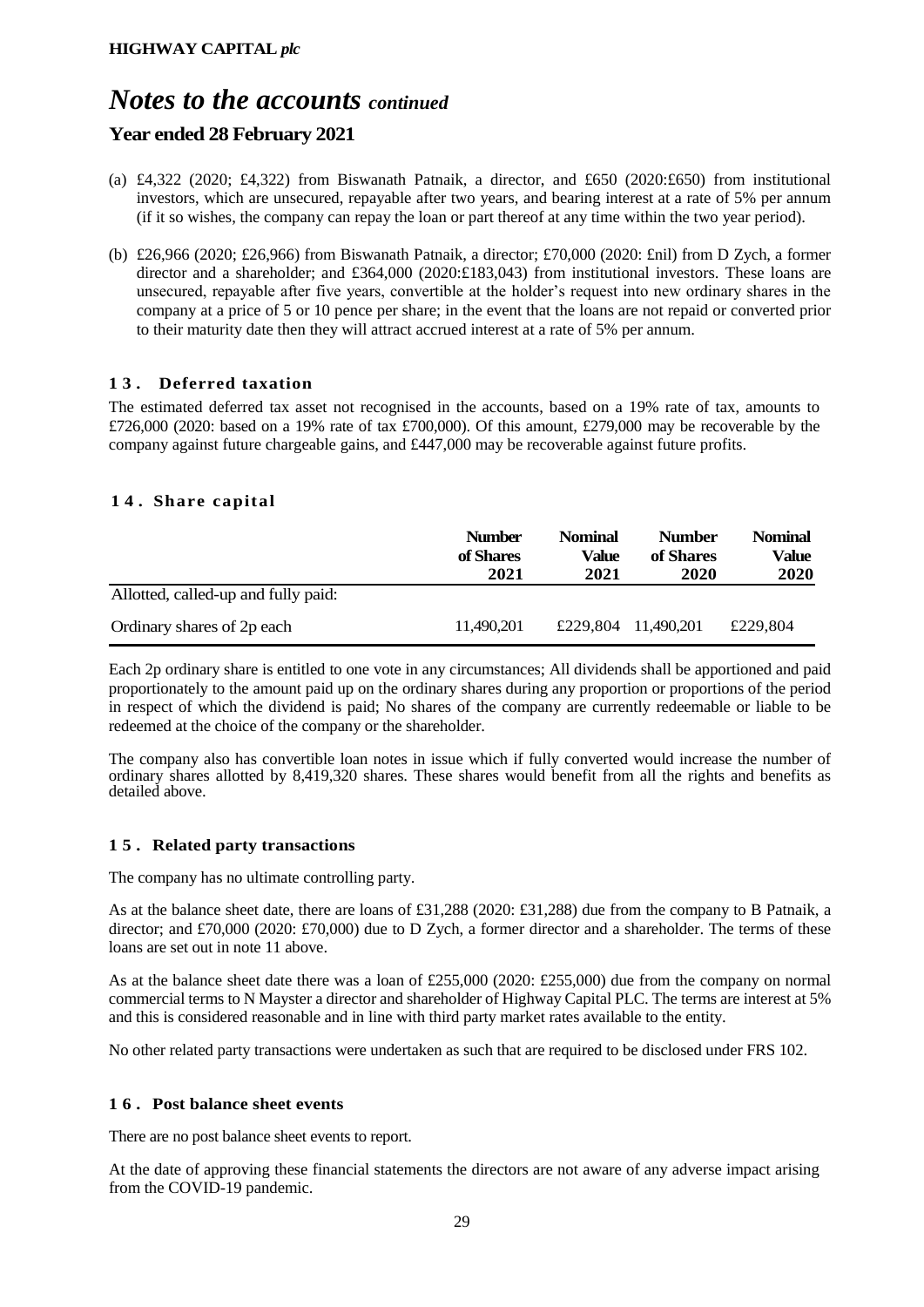# Notes to the accounts *continued*

## Year ended 28 February 2021

(a) £4,322 (2020; £4,322) from Biswanath Patnaik, a director, and £650 (2020:£650) from institutional investors, which are unsecured, repayable after two years, and bearing interest at a rate of 5% per annum (if it so wishes, the company can repay the loan or part thereof at any time within the two year period).

(b) £26,966 (2020; £26,966) from Biswanath Patnaik, a director; £70,000 (2020: £nil) from D Zych, a former director and a shareholder; and £364,000 (2020:£183,043) from institutional investors. These loans are unsecured, repayable after five years, convertible at the holder's request into new ordinary shares in the company at a price of 5 or 10 pence per share; in the event that the loans are not repaid or converted prior to their maturity date then they will attract accrued interest at a rate of 5% per annum.

### 13. Deferred taxation

The estimated deferred tax asset not recognised in the accounts, based on a 19% rate of tax, amounts to £726,000 (2020: based on a 19% rate of tax £700,000). Of this amount, £279,000 may be recoverable by the company against future chargeable gains, and £447,000 may be recoverable against future profits.

### 14. Share capital

| | Number of Shares 2021 | Nominal Value 2021 | Number of Shares 2020 | Nominal Value 2020 |
|---|---|---|---|---|
| Allotted, called-up and fully paid: | | | | |
| Ordinary shares of 2p each | 11,490,201 | £229,804 | 11,490,201 | £229,804 |

Each 2p ordinary share is entitled to one vote in any circumstances; All dividends shall be apportioned and paid proportionately to the amount paid up on the ordinary shares during any proportion or proportions of the period in respect of which the dividend is paid; No shares of the company are currently redeemable or liable to be redeemed at the choice of the company or the shareholder.

The company also has convertible loan notes in issue which if fully converted would increase the number of ordinary shares allotted by 8,419,320 shares. These shares would benefit from all the rights and benefits as detailed above.

### 15. Related party transactions

The company has no ultimate controlling party.

As at the balance sheet date, there are loans of £31,288 (2020: £31,288) due from the company to B Patnaik, a director; and £70,000 (2020: £70,000) due to D Zych, a former director and a shareholder. The terms of these loans are set out in note 11 above.

As at the balance sheet date there was a loan of £255,000 (2020: £255,000) due from the company on normal commercial terms to N Mayster a director and shareholder of Highway Capital PLC. The terms are interest at 5% and this is considered reasonable and in line with third party market rates available to the entity.

No other related party transactions were undertaken as such that are required to be disclosed under FRS 102.

### 16. Post balance sheet events

There are no post balance sheet events to report.

At the date of approving these financial statements the directors are not aware of any adverse impact arising from the COVID-19 pandemic.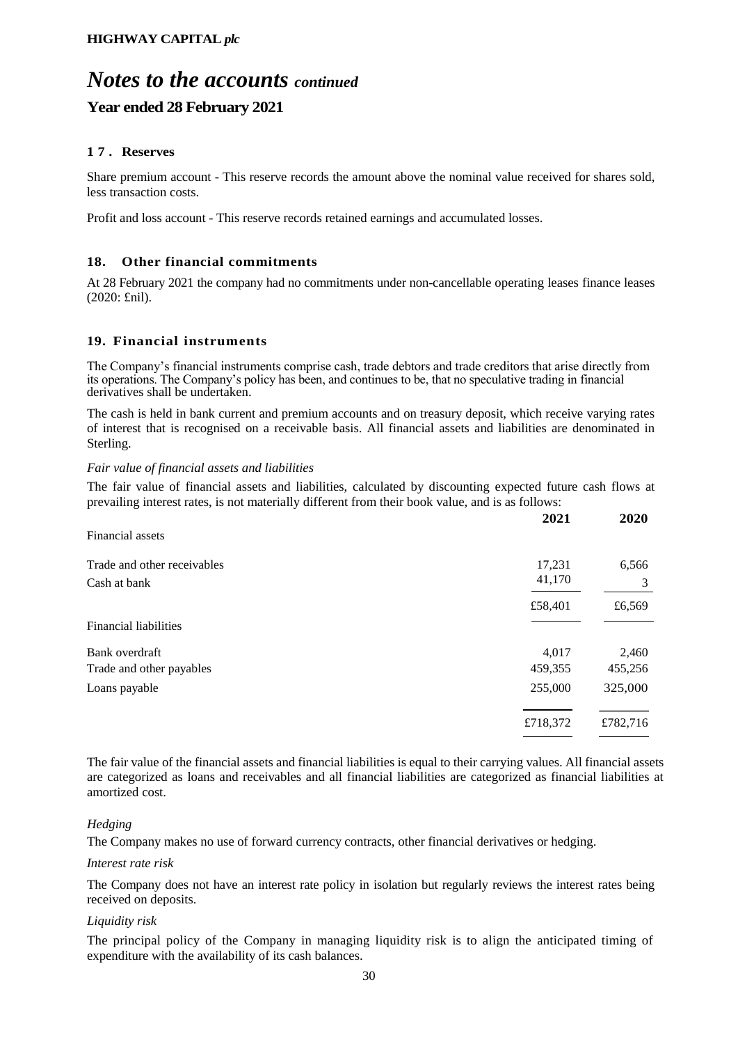# Notes to the accounts *continued*

## Year ended 28 February 2021

### 17. Reserves

Share premium account - This reserve records the amount above the nominal value received for shares sold, less transaction costs.

Profit and loss account - This reserve records retained earnings and accumulated losses.

### 18. Other financial commitments

At 28 February 2021 the company had no commitments under non-cancellable operating leases finance leases (2020: £nil).

### 19. Financial instruments

The Company's financial instruments comprise cash, trade debtors and trade creditors that arise directly from its operations. The Company's policy has been, and continues to be, that no speculative trading in financial derivatives shall be undertaken.

The cash is held in bank current and premium accounts and on treasury deposit, which receive varying rates of interest that is recognised on a receivable basis. All financial assets and liabilities are denominated in Sterling.

*Fair value of financial assets and liabilities*

The fair value of financial assets and liabilities, calculated by discounting expected future cash flows at prevailing interest rates, is not materially different from their book value, and is as follows:

| | **2021** | **2020** |
|---|---|---|
| Financial assets | | |
| Trade and other receivables | 17,231 | 6,566 |
| Cash at bank | 41,170 | 3 |
| | £58,401 | £6,569 |
| Financial liabilities | | |
| Bank overdraft | 4,017 | 2,460 |
| Trade and other payables | 459,355 | 455,256 |
| Loans payable | 255,000 | 325,000 |
| | £718,372 | £782,716 |

The fair value of the financial assets and financial liabilities is equal to their carrying values. All financial assets are categorized as loans and receivables and all financial liabilities are categorized as financial liabilities at amortized cost.

*Hedging*

The Company makes no use of forward currency contracts, other financial derivatives or hedging.

*Interest rate risk*

The Company does not have an interest rate policy in isolation but regularly reviews the interest rates being received on deposits.

*Liquidity risk*

The principal policy of the Company in managing liquidity risk is to align the anticipated timing of expenditure with the availability of its cash balances.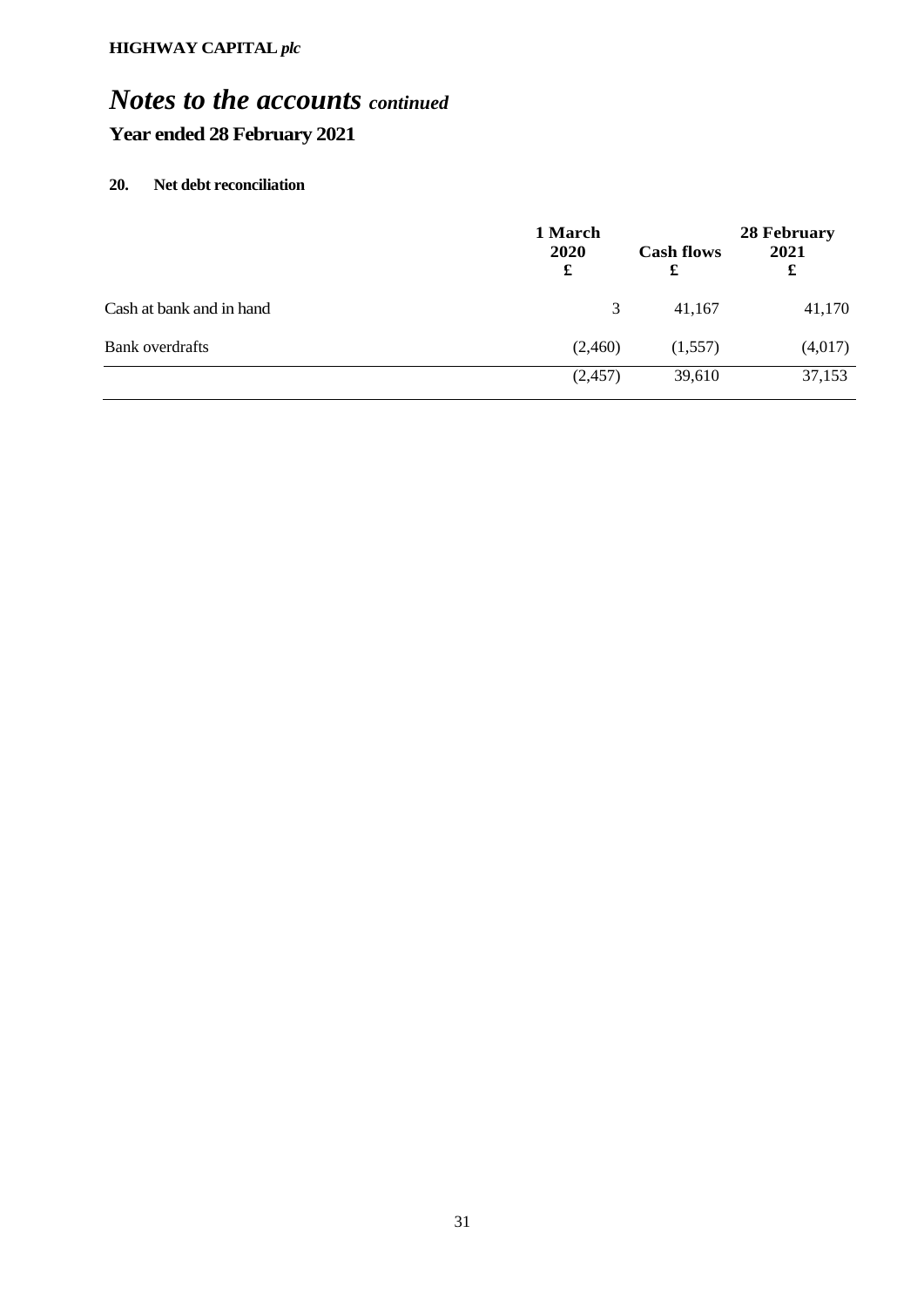# *Notes to the accounts* *continued*

## Year ended 28 February 2021

### 20. Net debt reconciliation

| | 1 March 2020 £ | Cash flows £ | 28 February 2021 £ |
|---|---|---|---|
| Cash at bank and in hand | 3 | 41,167 | 41,170 |
| Bank overdrafts | (2,460) | (1,557) | (4,017) |
| | (2,457) | 39,610 | 37,153 |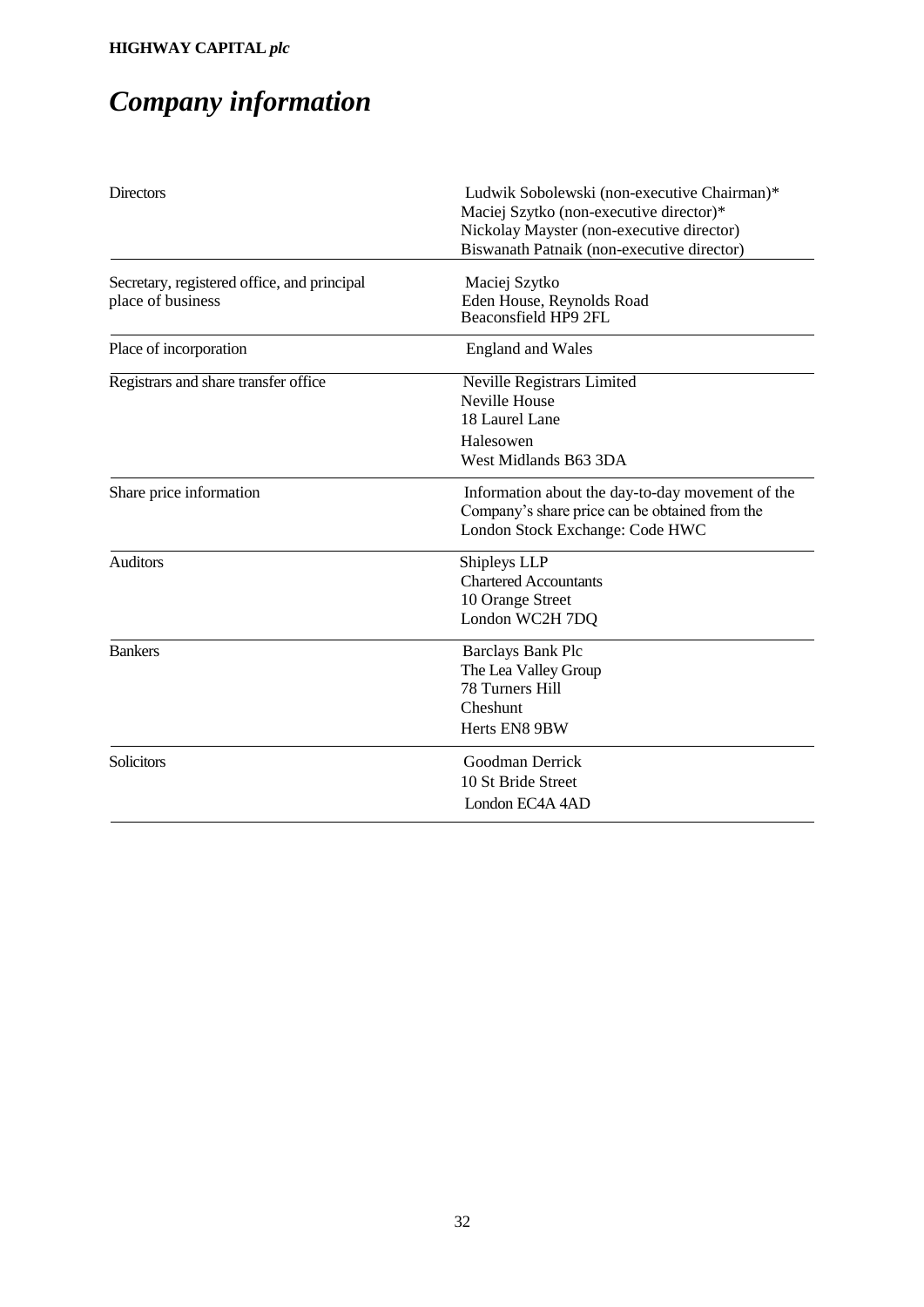# *Company information*

| | |
|---|---|
| Directors | Ludwik Sobolewski (non-executive Chairman)*<br>Maciej Szytko (non-executive director)*<br>Nickolay Mayster (non-executive director)<br>Biswanath Patnaik (non-executive director) |
| Secretary, registered office, and principal place of business | Maciej Szytko<br>Eden House, Reynolds Road<br>Beaconsfield HP9 2FL |
| Place of incorporation | England and Wales |
| Registrars and share transfer office | Neville Registrars Limited<br>Neville House<br>18 Laurel Lane<br>Halesowen<br>West Midlands B63 3DA |
| Share price information | Information about the day-to-day movement of the Company's share price can be obtained from the London Stock Exchange: Code HWC |
| Auditors | Shipleys LLP<br>Chartered Accountants<br>10 Orange Street<br>London WC2H 7DQ |
| Bankers | Barclays Bank Plc<br>The Lea Valley Group<br>78 Turners Hill<br>Cheshunt<br>Herts EN8 9BW |
| Solicitors | Goodman Derrick<br>10 St Bride Street<br>London EC4A 4AD |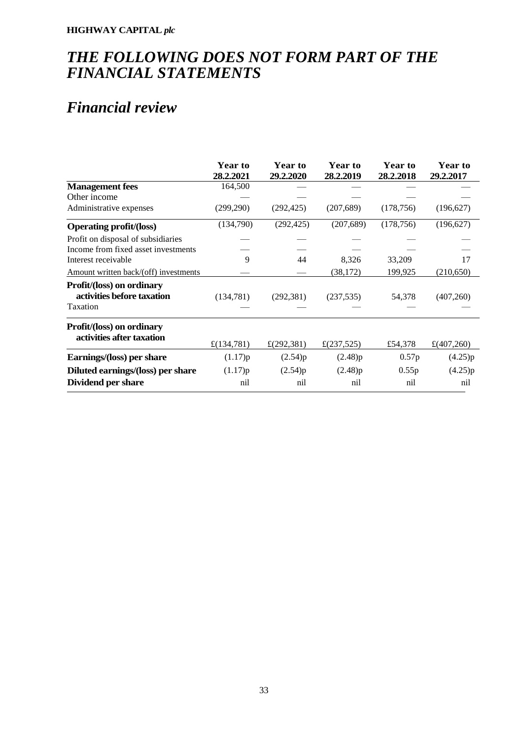**HIGHWAY CAPITAL *plc***

# *THE FOLLOWING DOES NOT FORM PART OF THE FINANCIAL STATEMENTS*

## *Financial review*

| | Year to 28.2.2021 | Year to 29.2.2020 | Year to 28.2.2019 | Year to 28.2.2018 | Year to 29.2.2017 |
|---|---|---|---|---|---|
| **Management fees** | 164,500 | — | — | — | — |
| Other income | — | — | — | — | — |
| Administrative expenses | (299,290) | (292,425) | (207,689) | (178,756) | (196,627) |
| **Operating profit/(loss)** | (134,790) | (292,425) | (207,689) | (178,756) | (196,627) |
| Profit on disposal of subsidiaries | — | — | — | — | — |
| Income from fixed asset investments | — | — | — | — | — |
| Interest receivable | 9 | 44 | 8,326 | 33,209 | 17 |
| Amount written back/(off) investments | — | — | (38,172) | 199,925 | (210,650) |
| **Profit/(loss) on ordinary activities before taxation** | (134,781) | (292,381) | (237,535) | 54,378 | (407,260) |
| Taxation | — | — | — | — | — |
| **Profit/(loss) on ordinary activities after taxation** | £(134,781) | £(292,381) | £(237,525) | £54,378 | £(407,260) |
| **Earnings/(loss) per share** | (1.17)p | (2.54)p | (2.48)p | 0.57p | (4.25)p |
| **Diluted earnings/(loss) per share** | (1.17)p | (2.54)p | (2.48)p | 0.55p | (4.25)p |
| **Dividend per share** | nil | nil | nil | nil | nil |